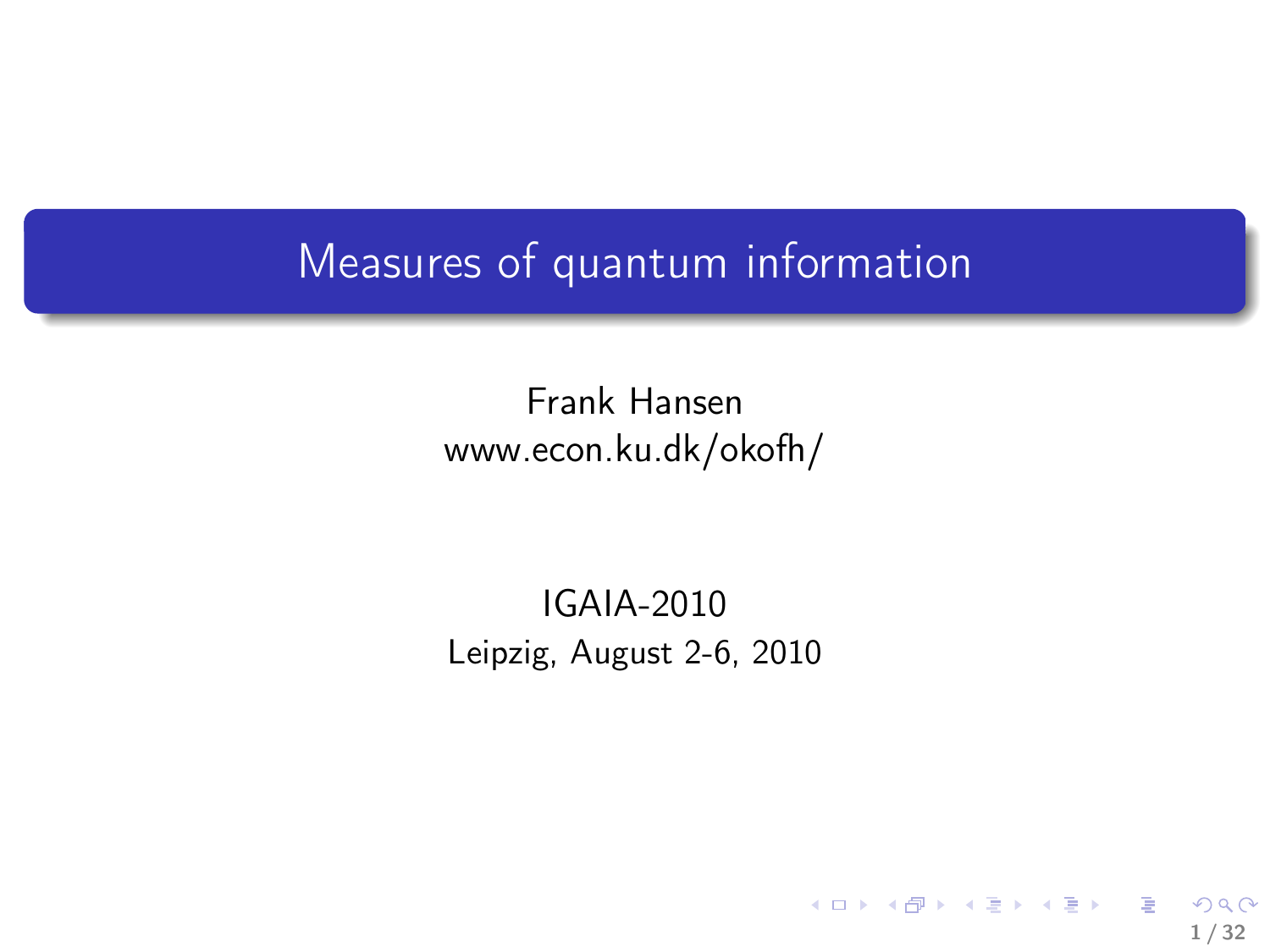# Measures of quantum information

Frank Hansen
www.econ.ku.dk/okofh/

IGAIA-2010
Leipzig, August 2-6, 2010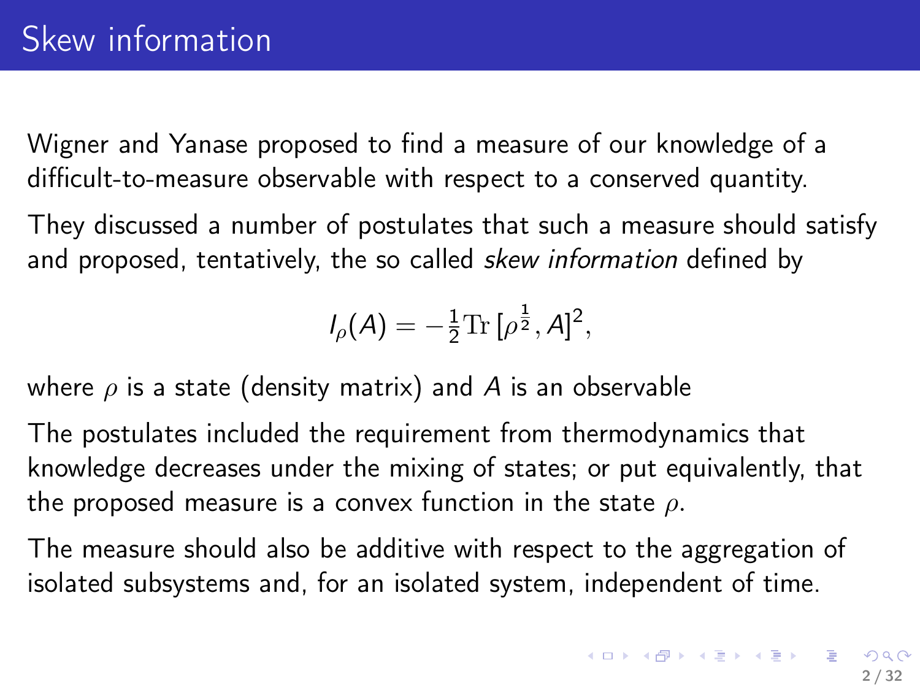# Skew information

Wigner and Yanase proposed to find a measure of our knowledge of a difficult-to-measure observable with respect to a conserved quantity.

They discussed a number of postulates that such a measure should satisfy and proposed, tentatively, the so called *skew information* defined by

$$I_\rho(A) = -\tfrac{1}{2}\mathrm{Tr}\,[\rho^{\frac{1}{2}}, A]^2,$$

where $\rho$ is a state (density matrix) and $A$ is an observable

The postulates included the requirement from thermodynamics that knowledge decreases under the mixing of states; or put equivalently, that the proposed measure is a convex function in the state $\rho$.

The measure should also be additive with respect to the aggregation of isolated subsystems and, for an isolated system, independent of time.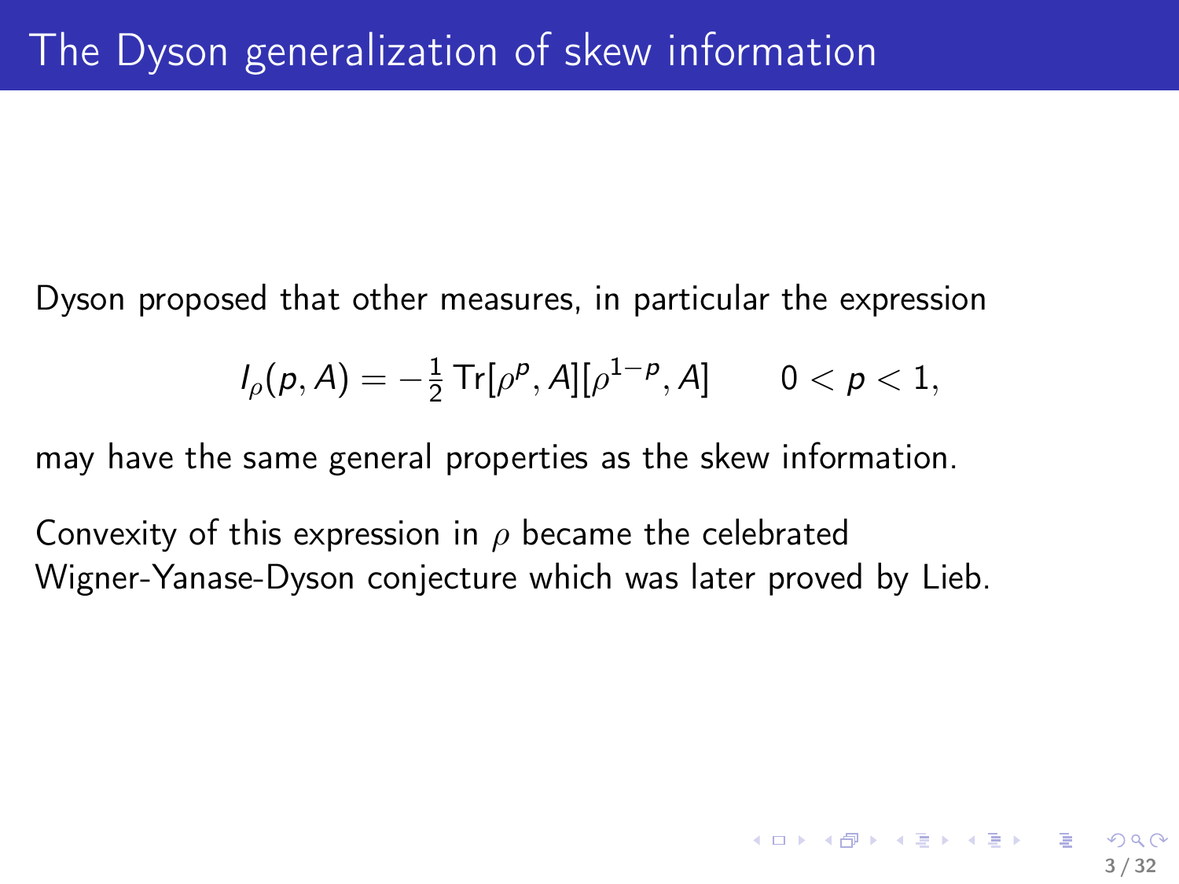# The Dyson generalization of skew information

Dyson proposed that other measures, in particular the expression

$$I_\rho(p, A) = -\frac{1}{2}\operatorname{Tr}[\rho^p, A][\rho^{1-p}, A] \qquad 0 < p < 1,$$

may have the same general properties as the skew information.

Convexity of this expression in $\rho$ became the celebrated Wigner-Yanase-Dyson conjecture which was later proved by Lieb.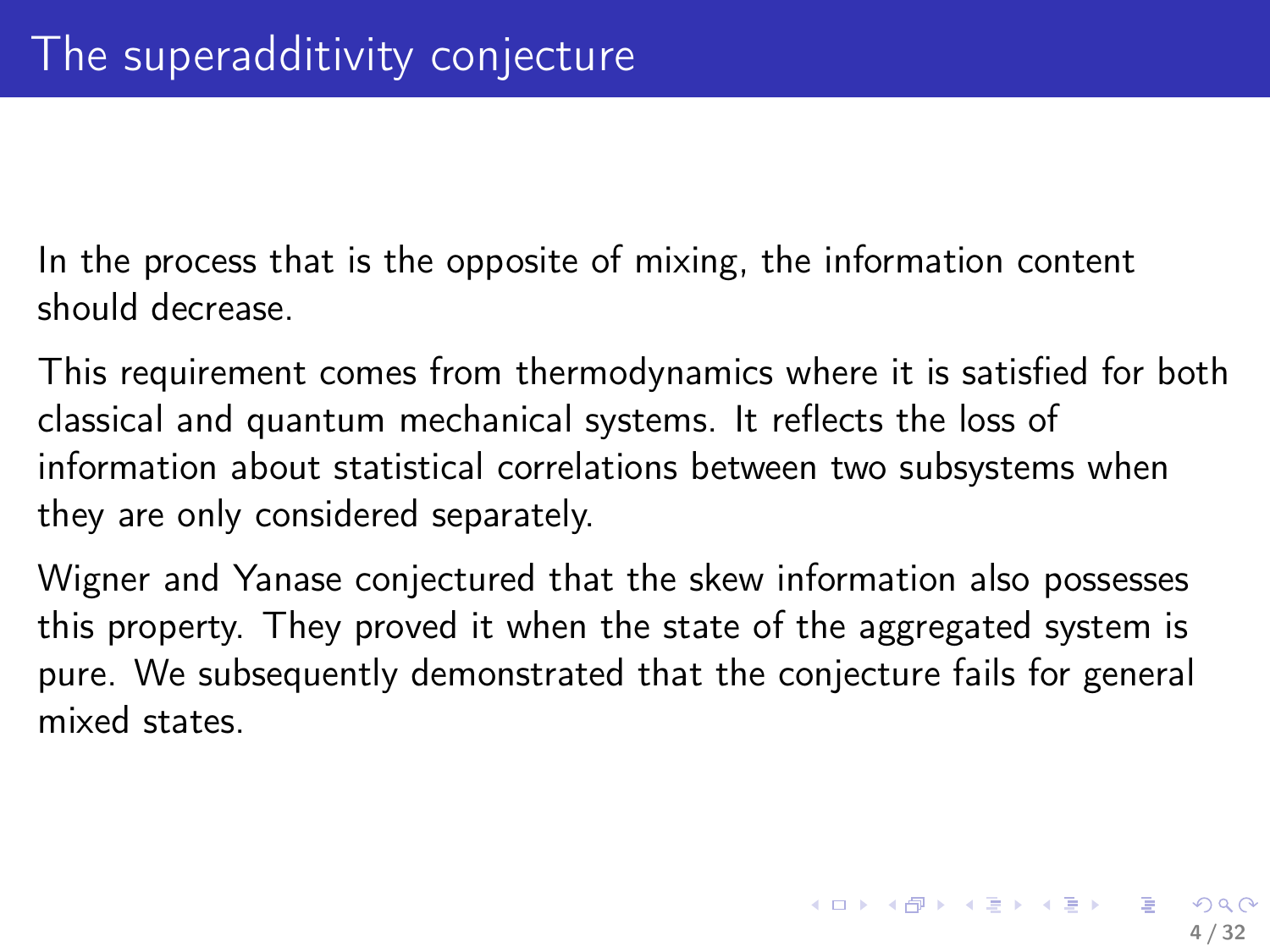# The superadditivity conjecture

In the process that is the opposite of mixing, the information content should decrease.

This requirement comes from thermodynamics where it is satisfied for both classical and quantum mechanical systems. It reflects the loss of information about statistical correlations between two subsystems when they are only considered separately.

Wigner and Yanase conjectured that the skew information also possesses this property. They proved it when the state of the aggregated system is pure. We subsequently demonstrated that the conjecture fails for general mixed states.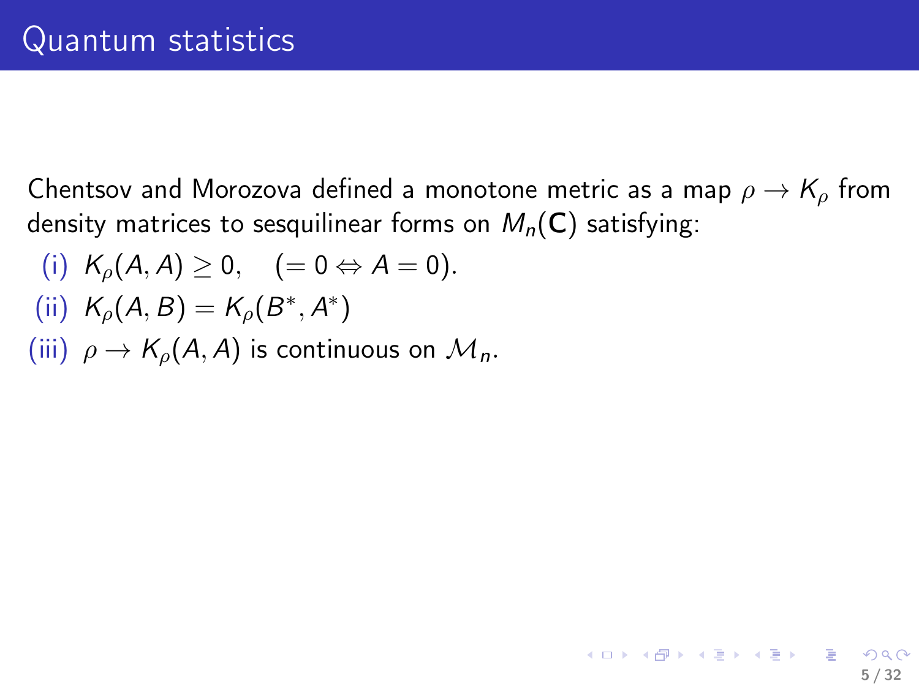## Quantum statistics

Chentsov and Morozova defined a monotone metric as a map $\rho \to K_\rho$ from density matrices to sesquilinear forms on $M_n(\mathbf{C})$ satisfying:

(i) $K_\rho(A, A) \geq 0, \quad (= 0 \Leftrightarrow A = 0)$.

(ii) $K_\rho(A, B) = K_\rho(B^*, A^*)$

(iii) $\rho \to K_\rho(A, A)$ is continuous on $\mathcal{M}_n$.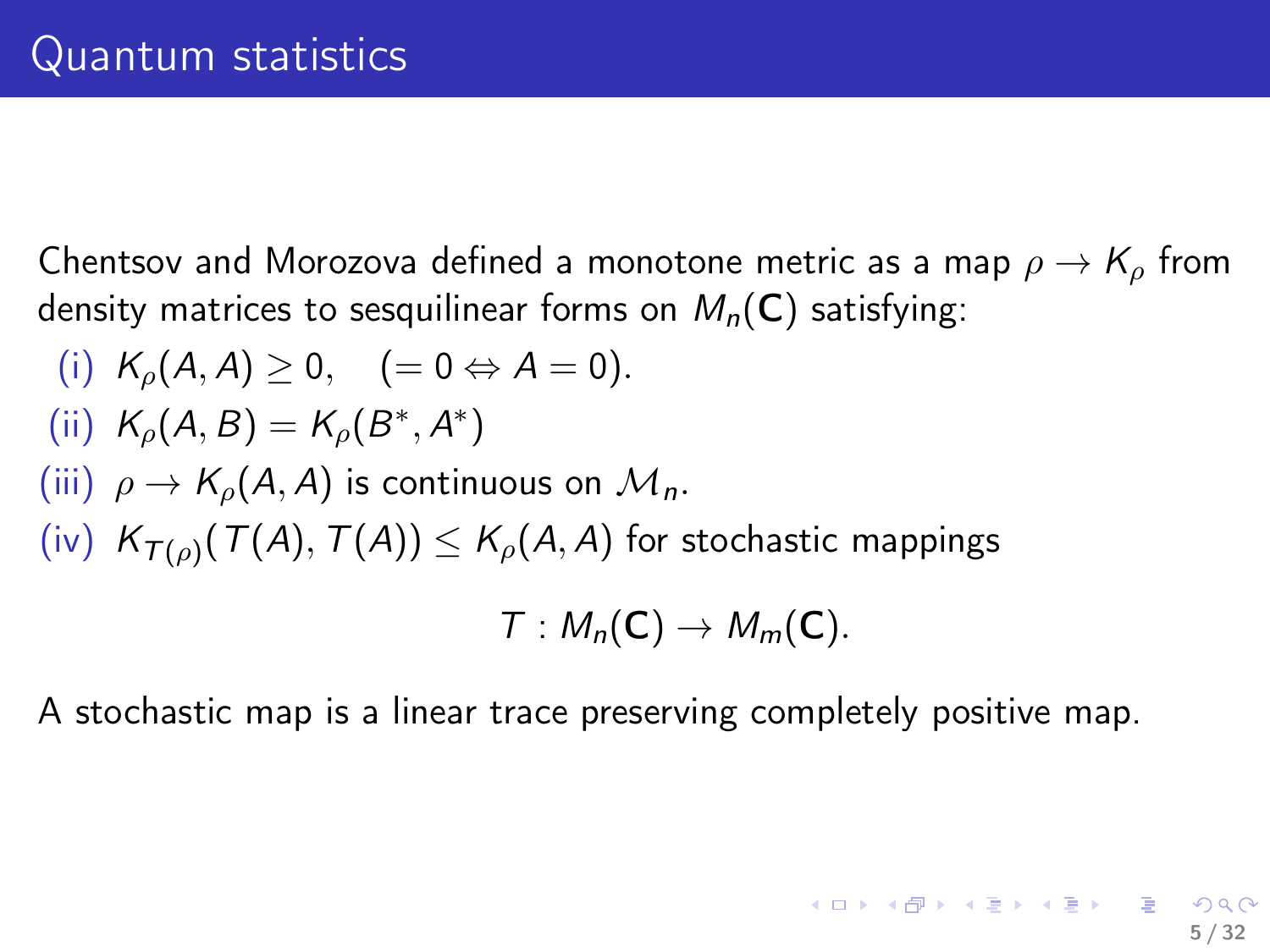# Quantum statistics

Chentsov and Morozova defined a monotone metric as a map $\rho \to K_\rho$ from density matrices to sesquilinear forms on $M_n(\mathbf{C})$ satisfying:

(i) $K_\rho(A, A) \geq 0, \quad (= 0 \Leftrightarrow A = 0)$.

(ii) $K_\rho(A, B) = K_\rho(B^*, A^*)$

(iii) $\rho \to K_\rho(A, A)$ is continuous on $\mathcal{M}_n$.

(iv) $K_{T(\rho)}(T(A), T(A)) \leq K_\rho(A, A)$ for stochastic mappings

$$T : M_n(\mathbf{C}) \to M_m(\mathbf{C}).$$

A stochastic map is a linear trace preserving completely positive map.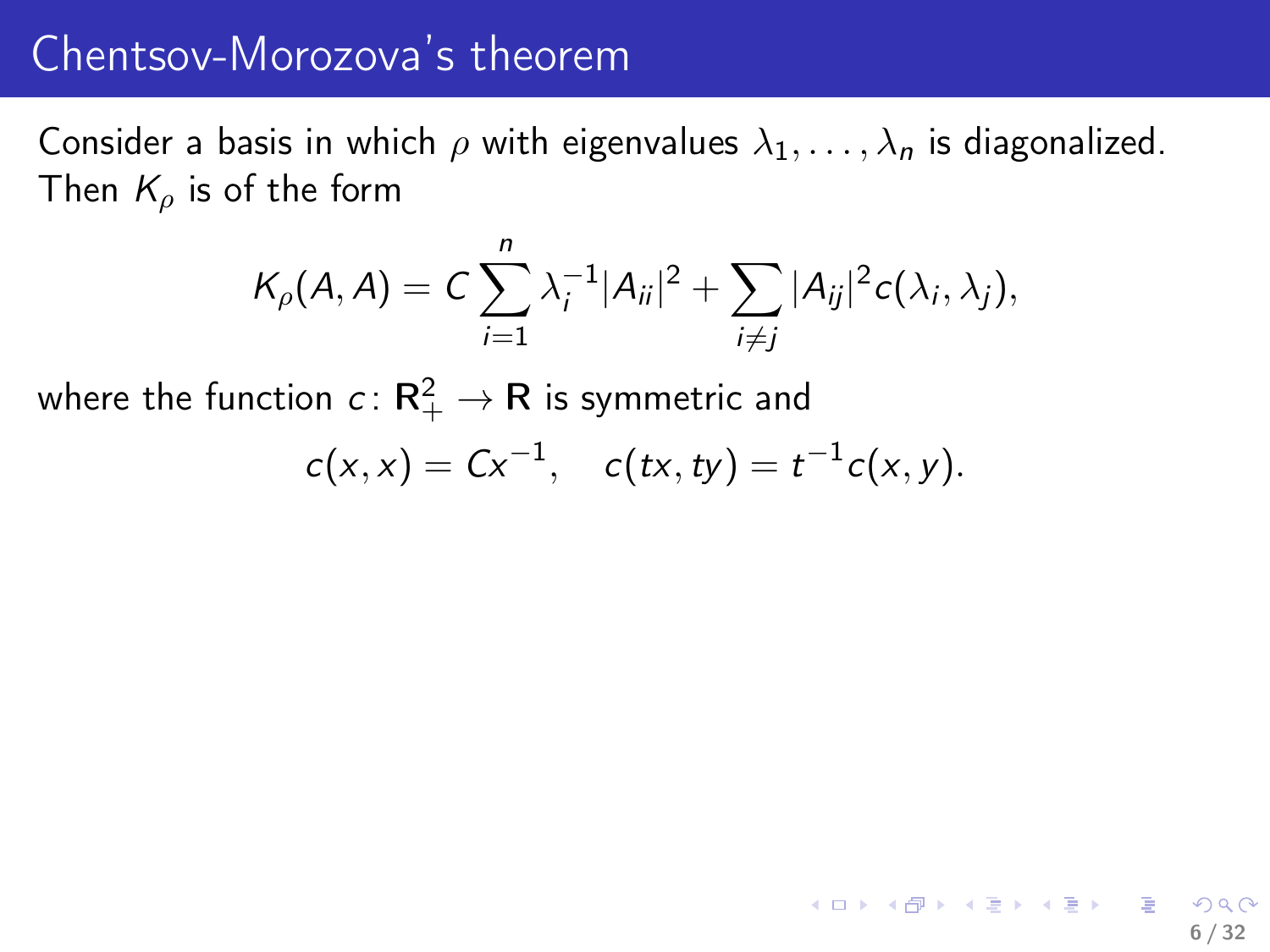# Chentsov-Morozova's theorem

Consider a basis in which $\rho$ with eigenvalues $\lambda_1, \ldots, \lambda_n$ is diagonalized. Then $K_\rho$ is of the form

$$K_\rho(A, A) = C \sum_{i=1}^{n} \lambda_i^{-1} |A_{ii}|^2 + \sum_{i \neq j} |A_{ij}|^2 c(\lambda_i, \lambda_j),$$

where the function $c \colon \mathbf{R}_+^2 \to \mathbf{R}$ is symmetric and

$$c(x, x) = C x^{-1}, \quad c(tx, ty) = t^{-1} c(x, y).$$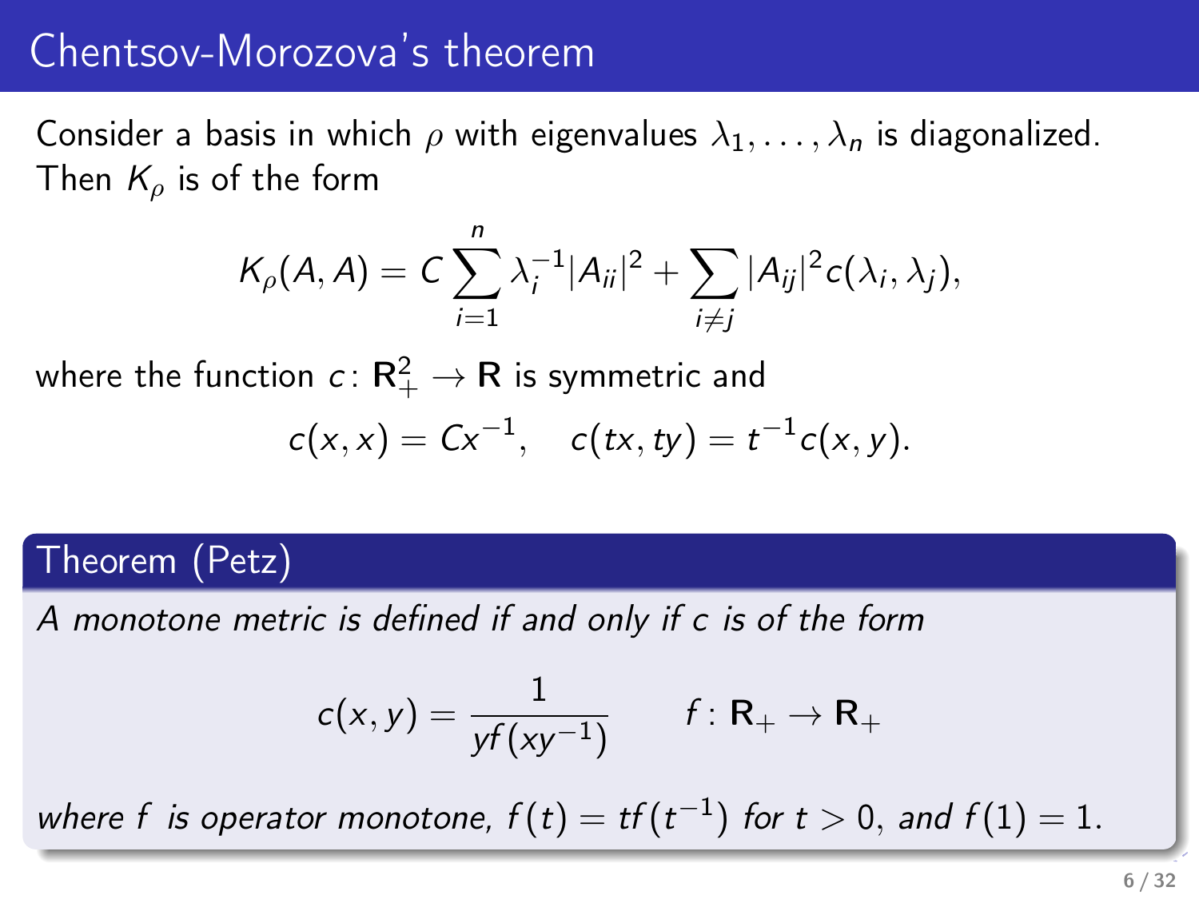# Chentsov-Morozova's theorem

Consider a basis in which $\rho$ with eigenvalues $\lambda_1, \ldots, \lambda_n$ is diagonalized. Then $K_\rho$ is of the form

$$K_\rho(A, A) = C \sum_{i=1}^{n} \lambda_i^{-1} |A_{ii}|^2 + \sum_{i \neq j} |A_{ij}|^2 c(\lambda_i, \lambda_j),$$

where the function $c \colon \mathbf{R}_+^2 \to \mathbf{R}$ is symmetric and

$$c(x, x) = C x^{-1}, \quad c(tx, ty) = t^{-1} c(x, y).$$

## Theorem (Petz)

*A monotone metric is defined if and only if $c$ is of the form*

$$c(x, y) = \frac{1}{y f(x y^{-1})} \qquad f : \mathbf{R}_+ \to \mathbf{R}_+$$

*where $f$ is operator monotone, $f(t) = t f(t^{-1})$ for $t > 0$, and $f(1) = 1$.*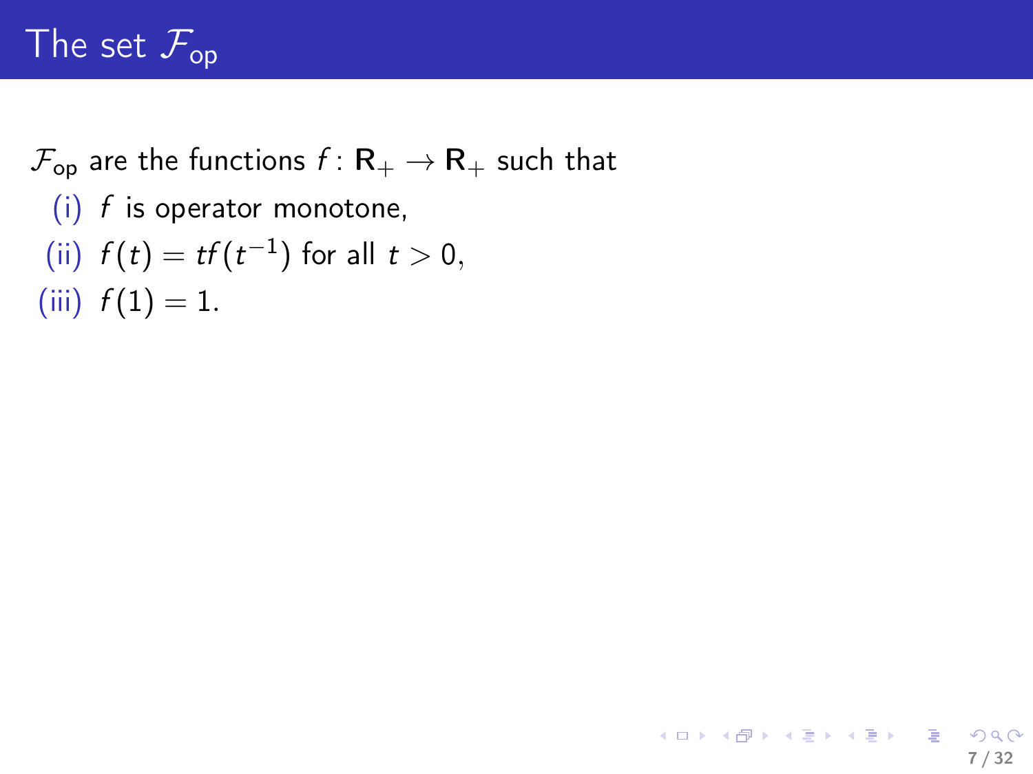# The set $\mathcal{F}_{\text{op}}$

$\mathcal{F}_{\text{op}}$ are the functions $f\colon \mathbf{R}_+ \to \mathbf{R}_+$ such that

(i) $f$ is operator monotone,

(ii) $f(t) = tf(t^{-1})$ for all $t > 0$,

(iii) $f(1) = 1$.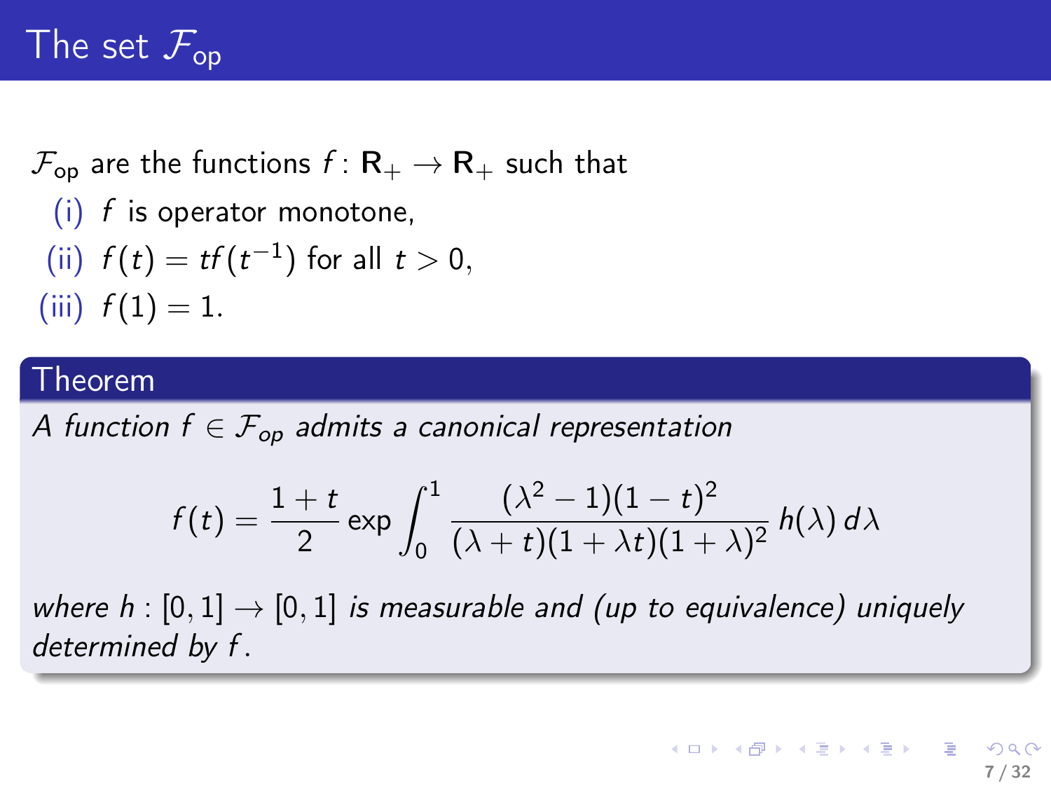# The set $\mathcal{F}_{\text{op}}$

$\mathcal{F}_{\text{op}}$ are the functions $f\colon \mathbf{R}_+ \to \mathbf{R}_+$ such that

(i) $f$ is operator monotone,

(ii) $f(t) = tf(t^{-1})$ for all $t > 0$,

(iii) $f(1) = 1$.

**Theorem**

*A function $f \in \mathcal{F}_{op}$ admits a canonical representation*

$$f(t) = \frac{1+t}{2} \exp \int_0^1 \frac{(\lambda^2 - 1)(1-t)^2}{(\lambda + t)(1 + \lambda t)(1+\lambda)^2} \, h(\lambda) \, d\lambda$$

*where $h : [0,1] \to [0,1]$ is measurable and (up to equivalence) uniquely determined by $f$.*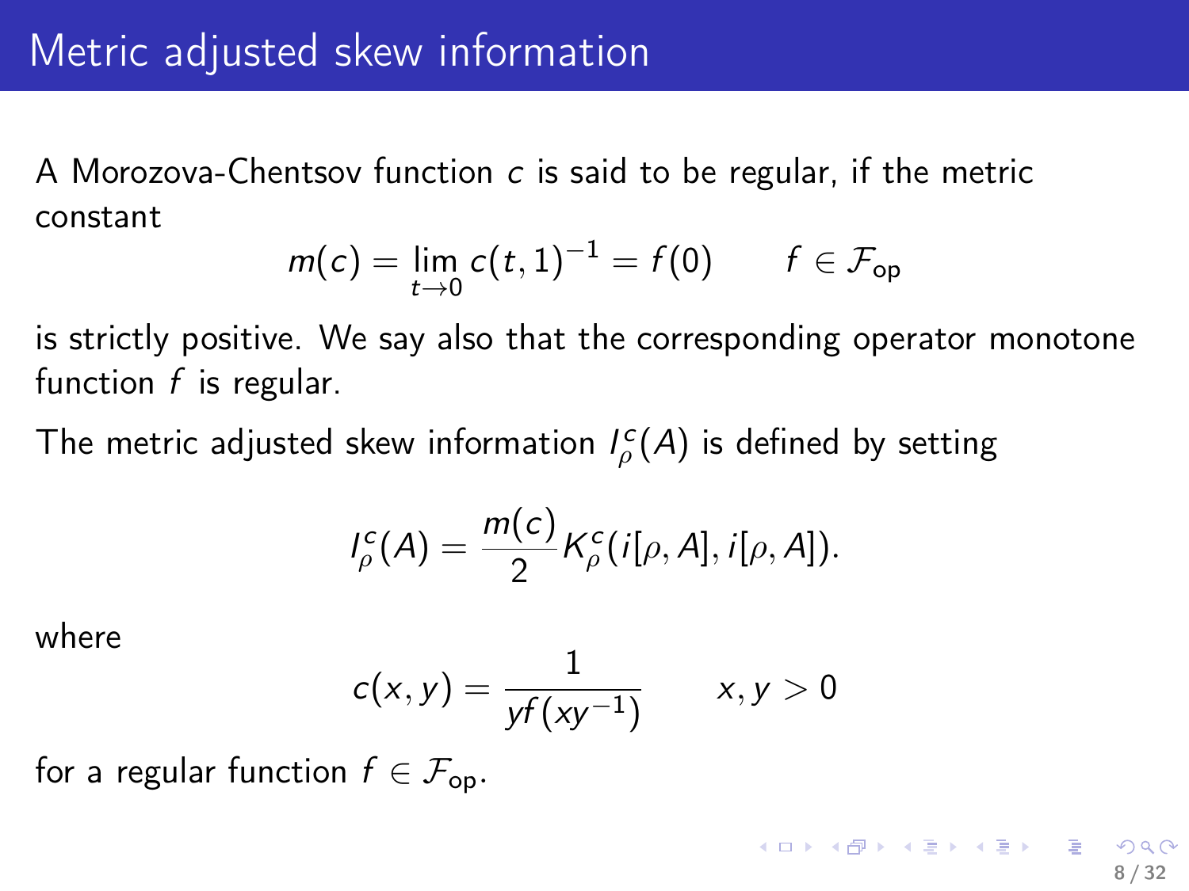# Metric adjusted skew information

A Morozova-Chentsov function $c$ is said to be regular, if the metric constant

$$m(c) = \lim_{t \to 0} c(t, 1)^{-1} = f(0) \qquad f \in \mathcal{F}_{\text{op}}$$

is strictly positive. We say also that the corresponding operator monotone function $f$ is regular.

The metric adjusted skew information $I_\rho^c(A)$ is defined by setting

$$I_\rho^c(A) = \frac{m(c)}{2} K_\rho^c(i[\rho, A], i[\rho, A]).$$

where

$$c(x, y) = \frac{1}{y f(x y^{-1})} \qquad x, y > 0$$

for a regular function $f \in \mathcal{F}_{\text{op}}$.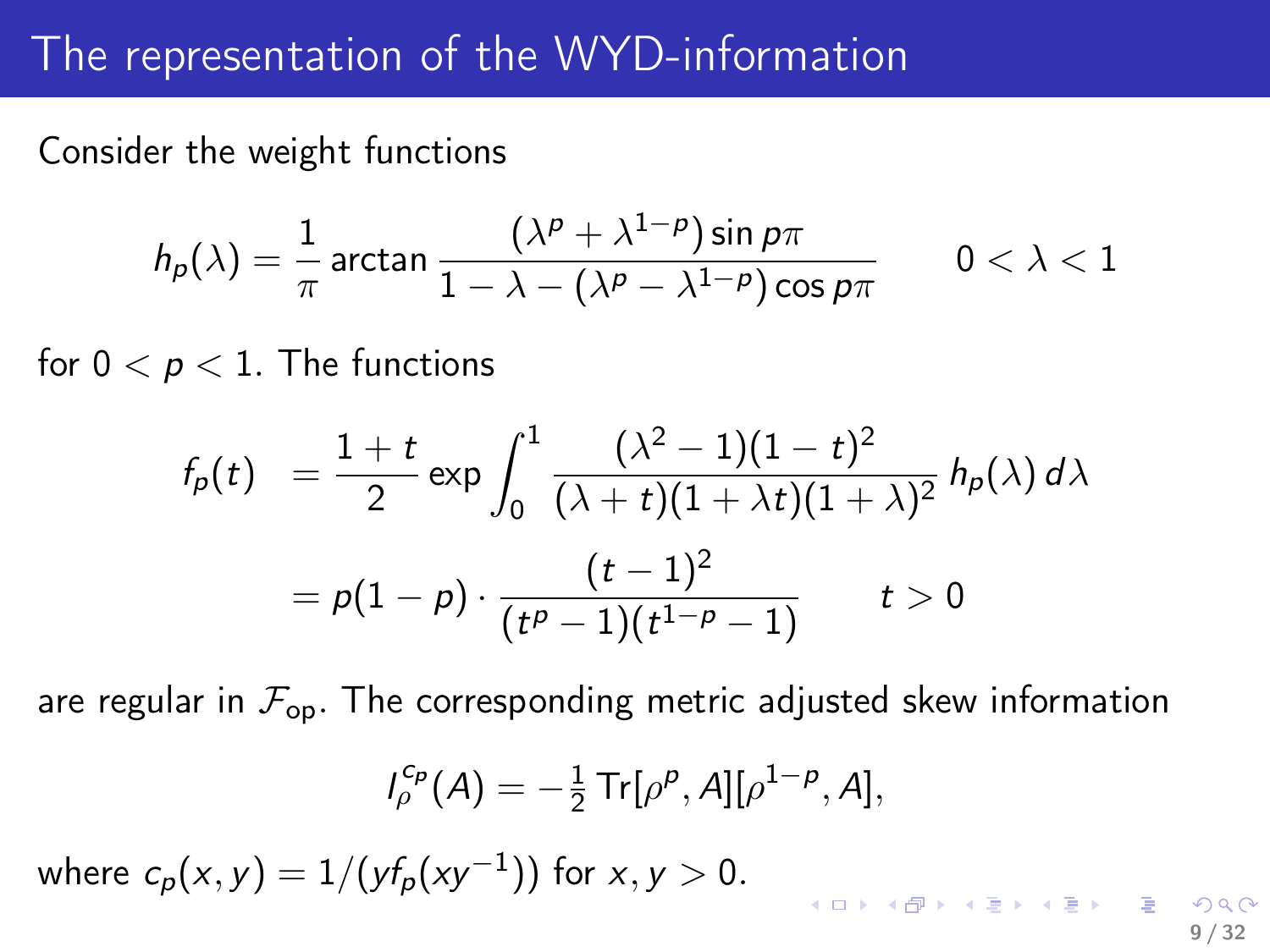# The representation of the WYD-information

Consider the weight functions

$$h_p(\lambda) = \frac{1}{\pi} \arctan \frac{(\lambda^p + \lambda^{1-p}) \sin p\pi}{1 - \lambda - (\lambda^p - \lambda^{1-p}) \cos p\pi} \qquad 0 < \lambda < 1$$

for $0 < p < 1$. The functions

$$\begin{aligned} f_p(t) &= \frac{1+t}{2} \exp \int_0^1 \frac{(\lambda^2 - 1)(1-t)^2}{(\lambda + t)(1 + \lambda t)(1 + \lambda)^2} \, h_p(\lambda) \, d\lambda \\ &= p(1-p) \cdot \frac{(t-1)^2}{(t^p - 1)(t^{1-p} - 1)} \qquad t > 0 \end{aligned}$$

are regular in $\mathcal{F}_{\text{op}}$. The corresponding metric adjusted skew information

$$I_\rho^{c_p}(A) = -\tfrac{1}{2} \operatorname{Tr}[\rho^p, A][\rho^{1-p}, A],$$

where $c_p(x, y) = 1/(y f_p(x y^{-1}))$ for $x, y > 0$.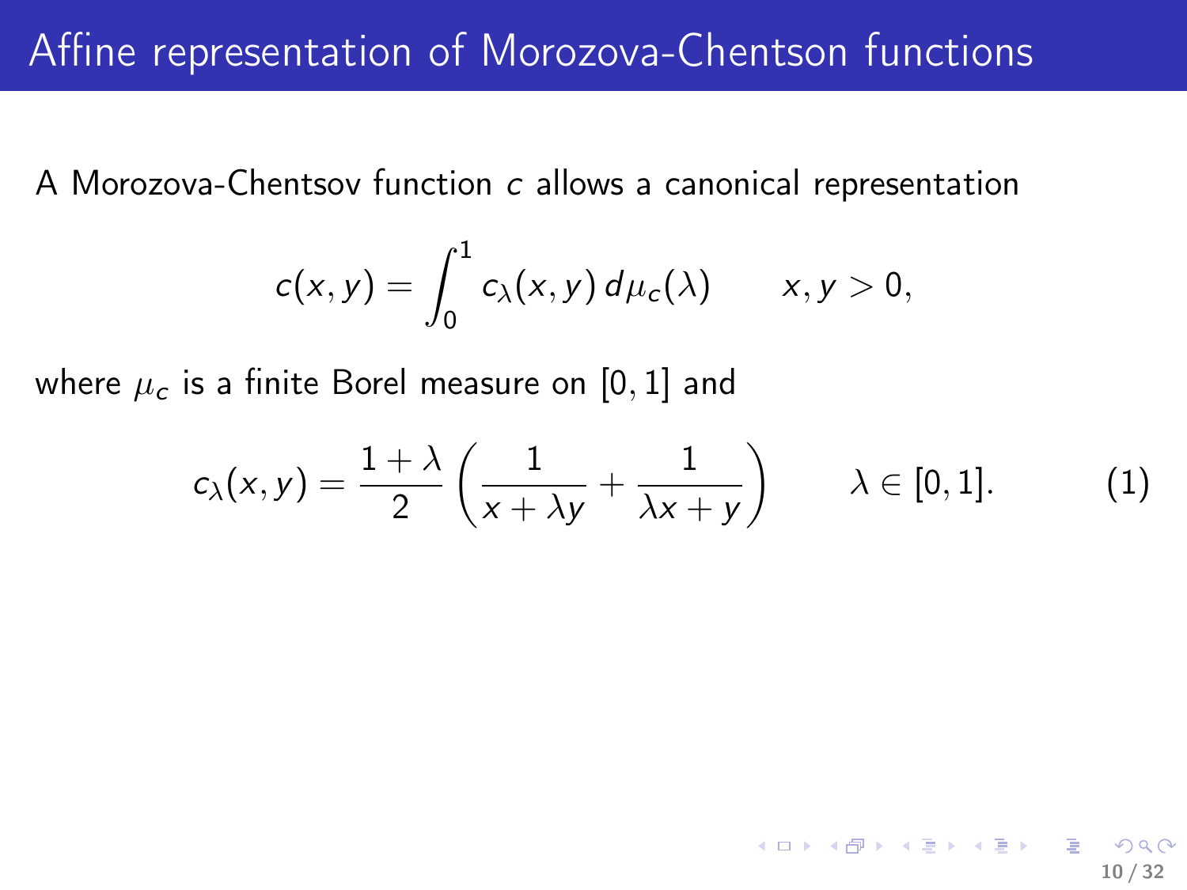# Affine representation of Morozova-Chentson functions

A Morozova-Chentsov function $c$ allows a canonical representation

$$c(x,y) = \int_0^1 c_\lambda(x,y)\, d\mu_c(\lambda) \qquad x,y > 0,$$

where $\mu_c$ is a finite Borel measure on $[0,1]$ and

$$c_\lambda(x,y) = \frac{1+\lambda}{2}\left(\frac{1}{x+\lambda y} + \frac{1}{\lambda x + y}\right) \qquad \lambda \in [0,1]. \tag{1}$$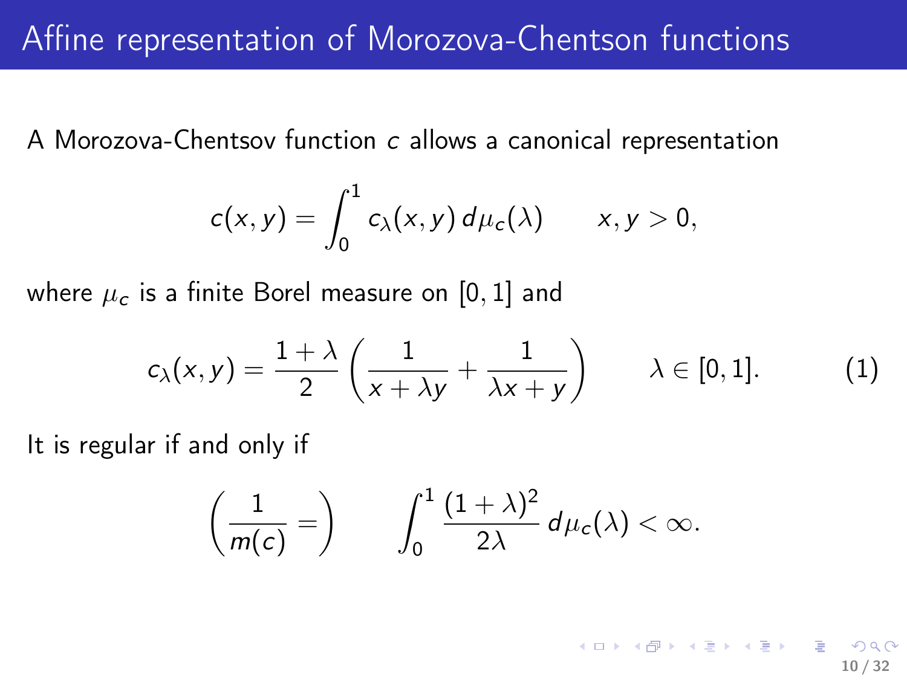# Affine representation of Morozova-Chentson functions

A Morozova-Chentsov function $c$ allows a canonical representation

$$c(x, y) = \int_0^1 c_\lambda(x, y)\, d\mu_c(\lambda) \qquad x, y > 0,$$

where $\mu_c$ is a finite Borel measure on $[0, 1]$ and

$$c_\lambda(x, y) = \frac{1+\lambda}{2}\left(\frac{1}{x+\lambda y} + \frac{1}{\lambda x + y}\right) \qquad \lambda \in [0, 1]. \tag{1}$$

It is regular if and only if

$$\left(\frac{1}{m(c)} =\right) \qquad \int_0^1 \frac{(1+\lambda)^2}{2\lambda}\, d\mu_c(\lambda) < \infty.$$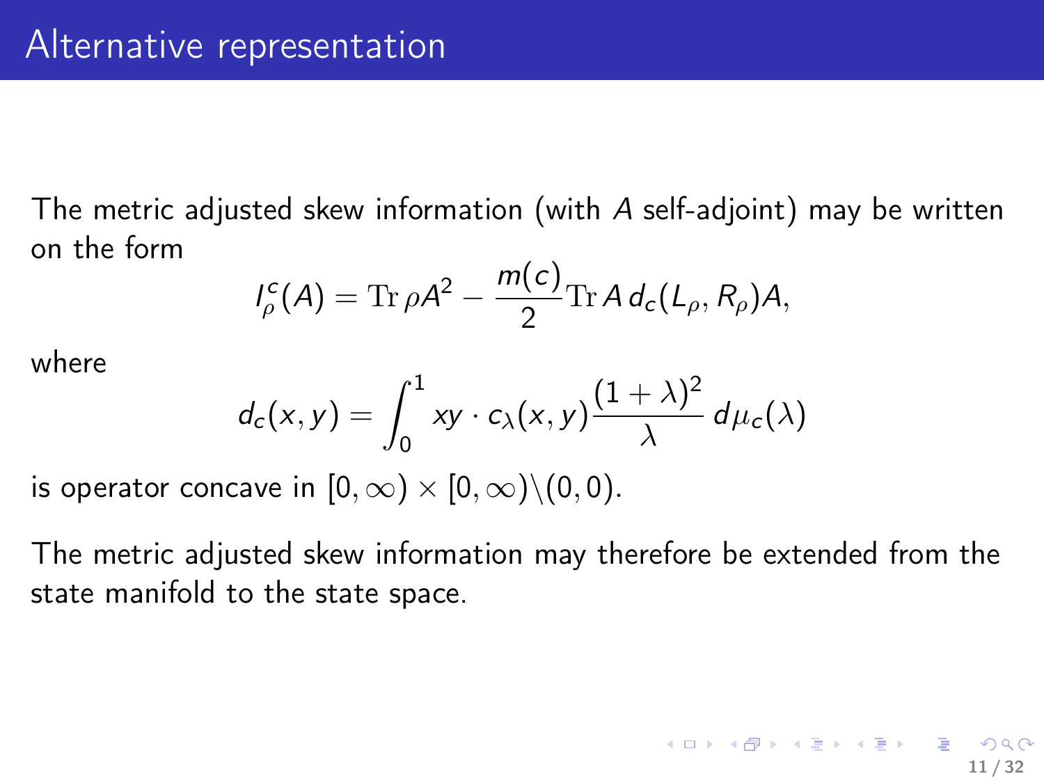# Alternative representation

The metric adjusted skew information (with $A$ self-adjoint) may be written on the form

$$I^c_\rho(A) = \mathrm{Tr}\,\rho A^2 - \frac{m(c)}{2}\mathrm{Tr}\,A\,d_c(L_\rho, R_\rho)A,$$

where

$$d_c(x,y) = \int_0^1 xy \cdot c_\lambda(x,y)\frac{(1+\lambda)^2}{\lambda}\,d\mu_c(\lambda)$$

is operator concave in $[0,\infty) \times [0,\infty) \backslash (0,0)$.

The metric adjusted skew information may therefore be extended from the state manifold to the state space.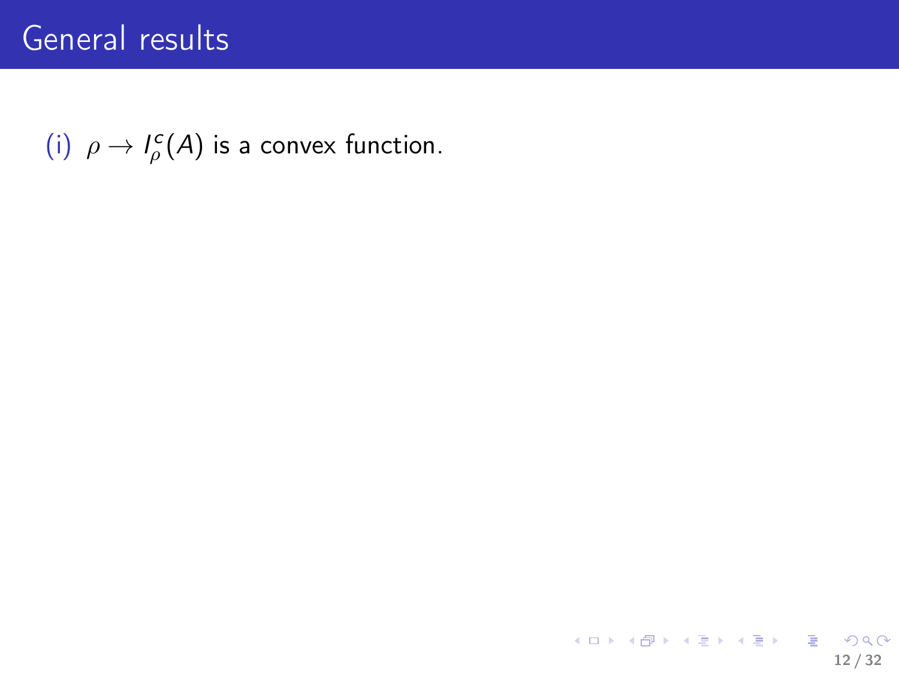# General results

(i) $\rho \to I_\rho^c(A)$ is a convex function.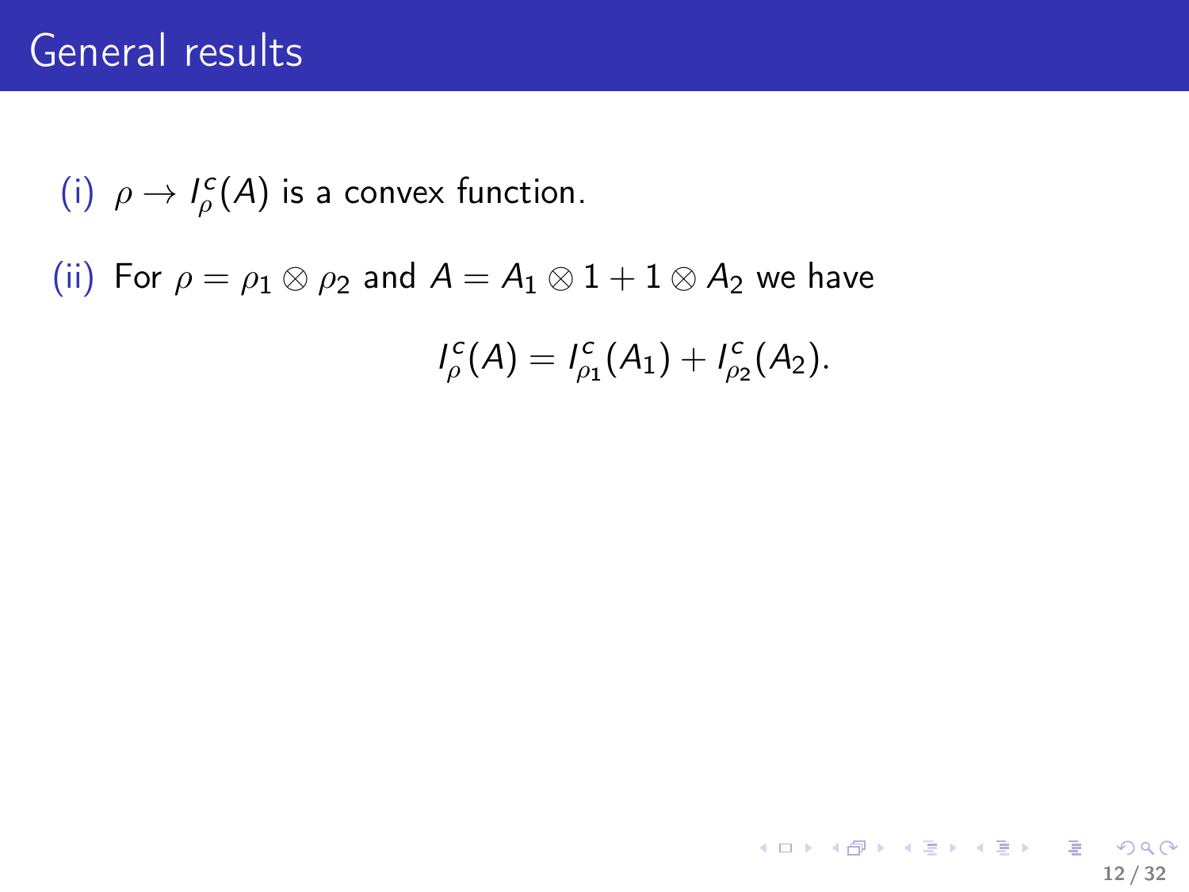## General results

(i) $\rho \to I^c_\rho(A)$ is a convex function.

(ii) For $\rho = \rho_1 \otimes \rho_2$ and $A = A_1 \otimes 1 + 1 \otimes A_2$ we have

$$I^c_\rho(A) = I^c_{\rho_1}(A_1) + I^c_{\rho_2}(A_2).$$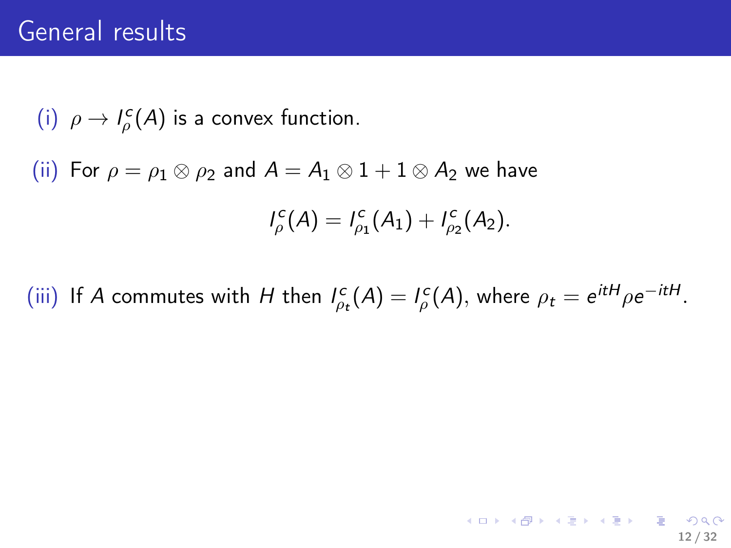# General results

(i) $\rho \to I^c_\rho(A)$ is a convex function.

(ii) For $\rho = \rho_1 \otimes \rho_2$ and $A = A_1 \otimes 1 + 1 \otimes A_2$ we have

$$I^c_\rho(A) = I^c_{\rho_1}(A_1) + I^c_{\rho_2}(A_2).$$

(iii) If $A$ commutes with $H$ then $I^c_{\rho_t}(A) = I^c_\rho(A)$, where $\rho_t = e^{itH}\rho e^{-itH}$.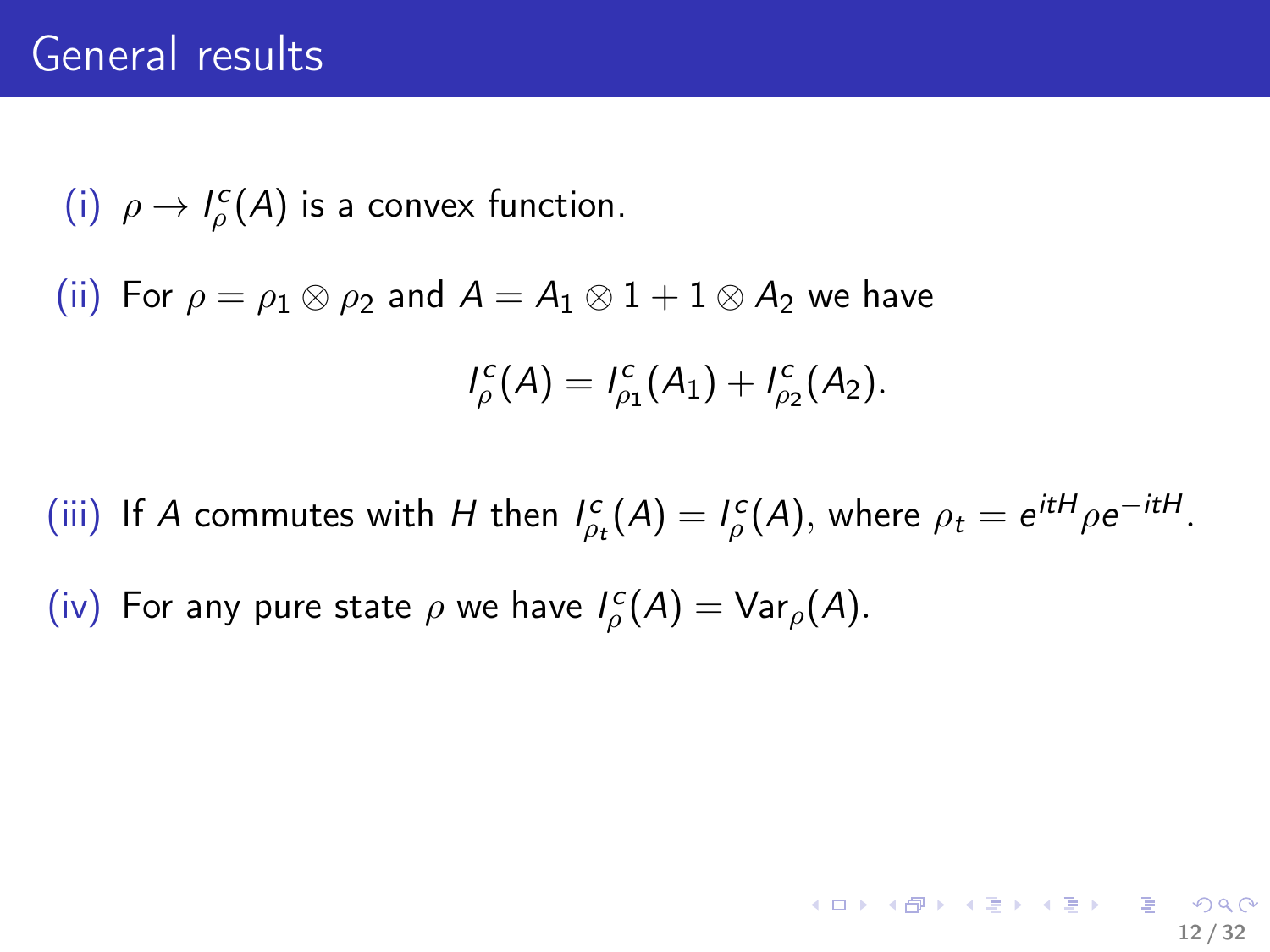# General results

(i) $\rho \to I_\rho^c(A)$ is a convex function.

(ii) For $\rho = \rho_1 \otimes \rho_2$ and $A = A_1 \otimes 1 + 1 \otimes A_2$ we have

$$I_\rho^c(A) = I_{\rho_1}^c(A_1) + I_{\rho_2}^c(A_2).$$

(iii) If $A$ commutes with $H$ then $I_{\rho_t}^c(A) = I_\rho^c(A)$, where $\rho_t = e^{itH}\rho e^{-itH}$.

(iv) For any pure state $\rho$ we have $I_\rho^c(A) = \mathrm{Var}_\rho(A)$.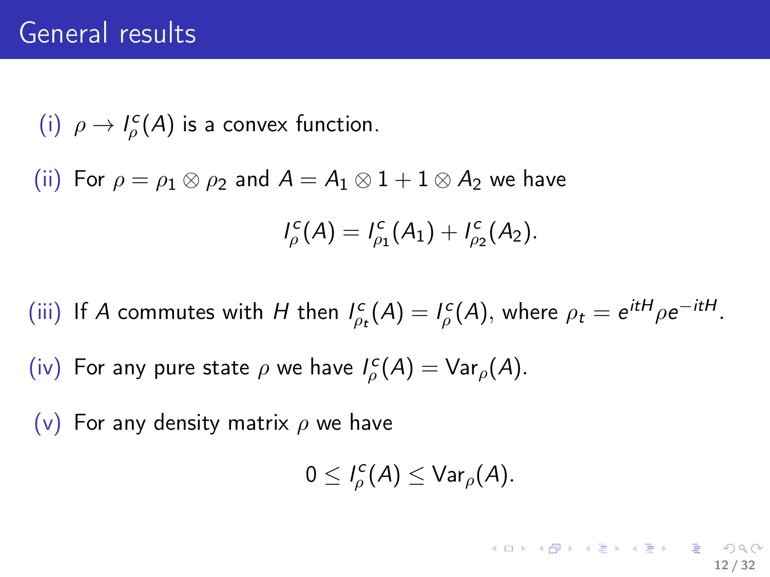# General results

(i) $\rho \to I^c_\rho(A)$ is a convex function.

(ii) For $\rho = \rho_1 \otimes \rho_2$ and $A = A_1 \otimes 1 + 1 \otimes A_2$ we have

$$I^c_\rho(A) = I^c_{\rho_1}(A_1) + I^c_{\rho_2}(A_2).$$

(iii) If $A$ commutes with $H$ then $I^c_{\rho_t}(A) = I^c_\rho(A)$, where $\rho_t = e^{itH}\rho e^{-itH}$.

(iv) For any pure state $\rho$ we have $I^c_\rho(A) = \mathrm{Var}_\rho(A)$.

(v) For any density matrix $\rho$ we have

$$0 \leq I^c_\rho(A) \leq \mathrm{Var}_\rho(A).$$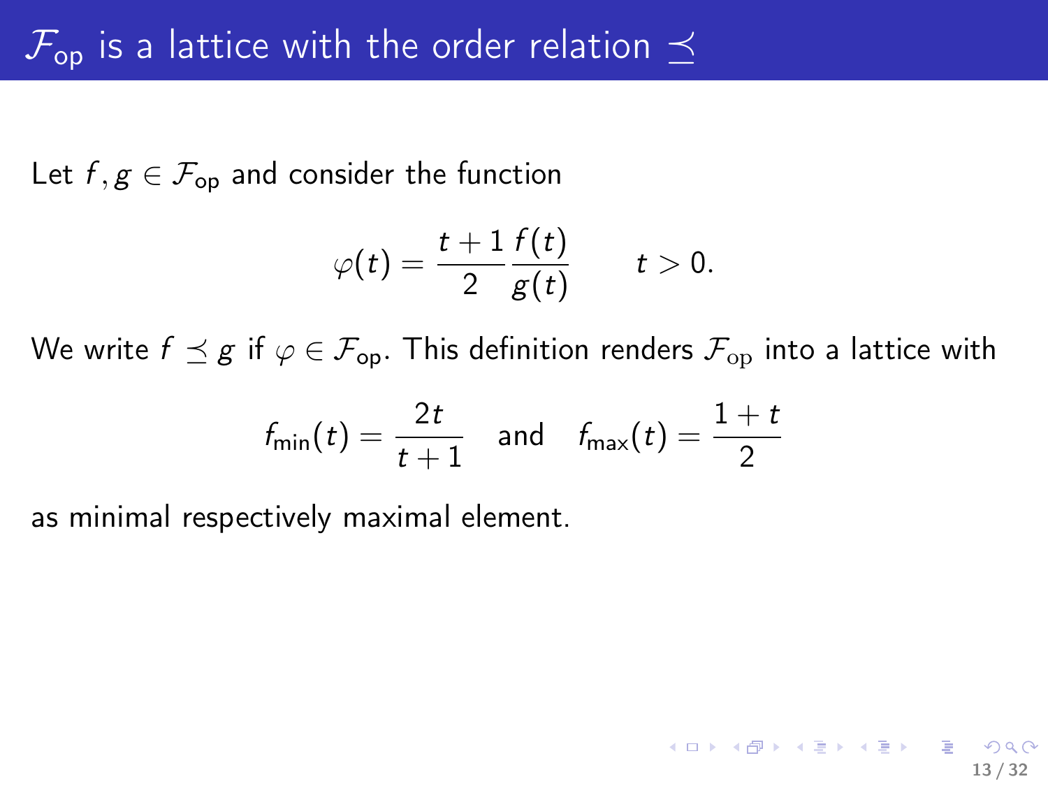# $\mathcal{F}_{\text{op}}$ is a lattice with the order relation $\preceq$

Let $f, g \in \mathcal{F}_{\text{op}}$ and consider the function

$$\varphi(t) = \frac{t+1}{2} \frac{f(t)}{g(t)} \qquad t > 0.$$

We write $f \preceq g$ if $\varphi \in \mathcal{F}_{\text{op}}$. This definition renders $\mathcal{F}_{\rm op}$ into a lattice with

$$f_{\min}(t) = \frac{2t}{t+1} \quad \text{and} \quad f_{\max}(t) = \frac{1+t}{2}$$

as minimal respectively maximal element.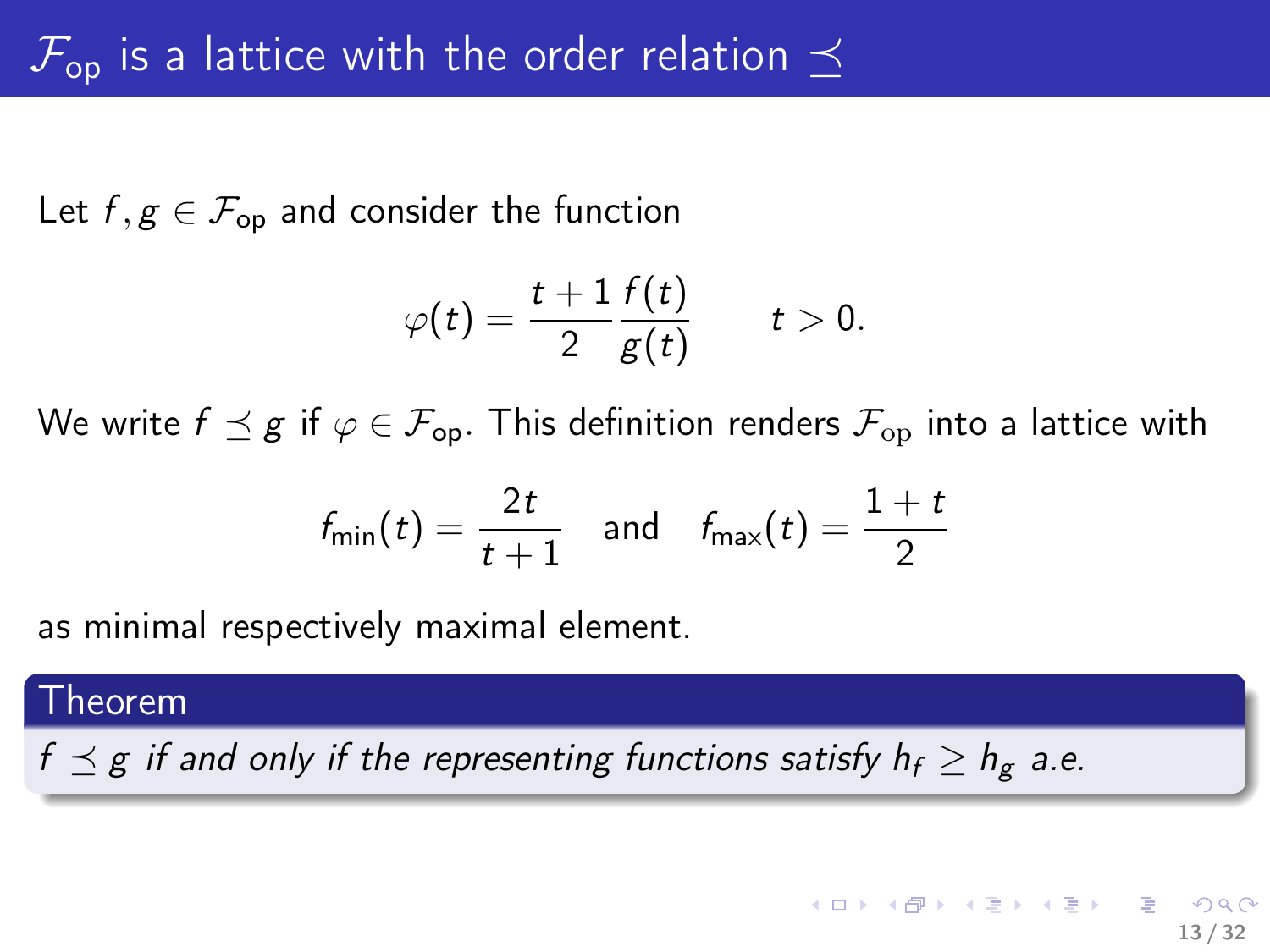# $\mathcal{F}_{\text{op}}$ is a lattice with the order relation $\preceq$

Let $f, g \in \mathcal{F}_{\text{op}}$ and consider the function

$$\varphi(t) = \frac{t+1}{2} \frac{f(t)}{g(t)} \qquad t > 0.$$

We write $f \preceq g$ if $\varphi \in \mathcal{F}_{\text{op}}$. This definition renders $\mathcal{F}_{\text{op}}$ into a lattice with

$$f_{\min}(t) = \frac{2t}{t+1} \quad \text{and} \quad f_{\max}(t) = \frac{1+t}{2}$$

as minimal respectively maximal element.

**Theorem**

*$f \preceq g$ if and only if the representing functions satisfy $h_f \geq h_g$ a.e.*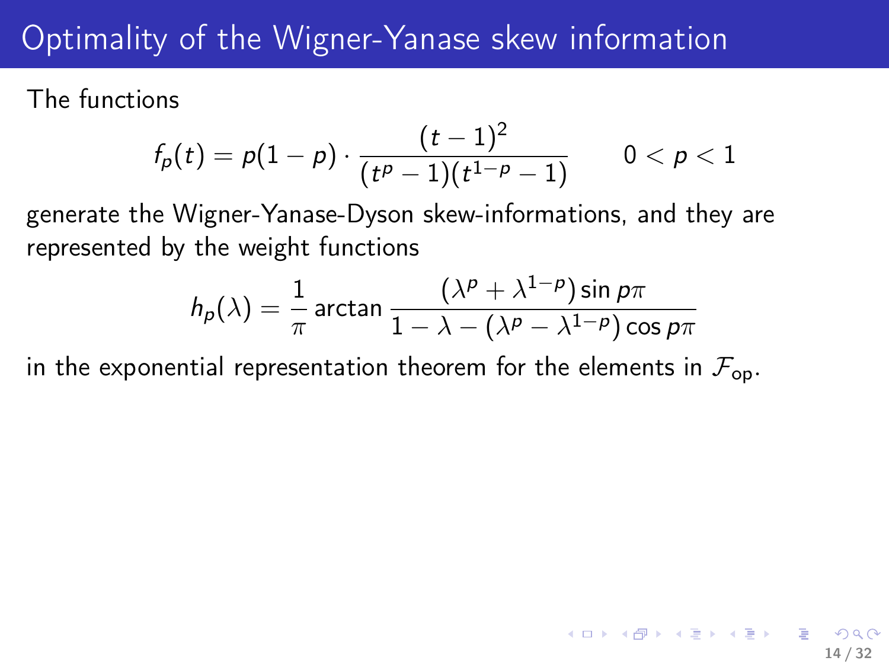# Optimality of the Wigner-Yanase skew information

The functions

$$f_p(t) = p(1-p) \cdot \frac{(t-1)^2}{(t^p - 1)(t^{1-p} - 1)} \qquad 0 < p < 1$$

generate the Wigner-Yanase-Dyson skew-informations, and they are represented by the weight functions

$$h_p(\lambda) = \frac{1}{\pi} \arctan \frac{(\lambda^p + \lambda^{1-p}) \sin p\pi}{1 - \lambda - (\lambda^p - \lambda^{1-p}) \cos p\pi}$$

in the exponential representation theorem for the elements in $\mathcal{F}_{\mathrm{op}}$.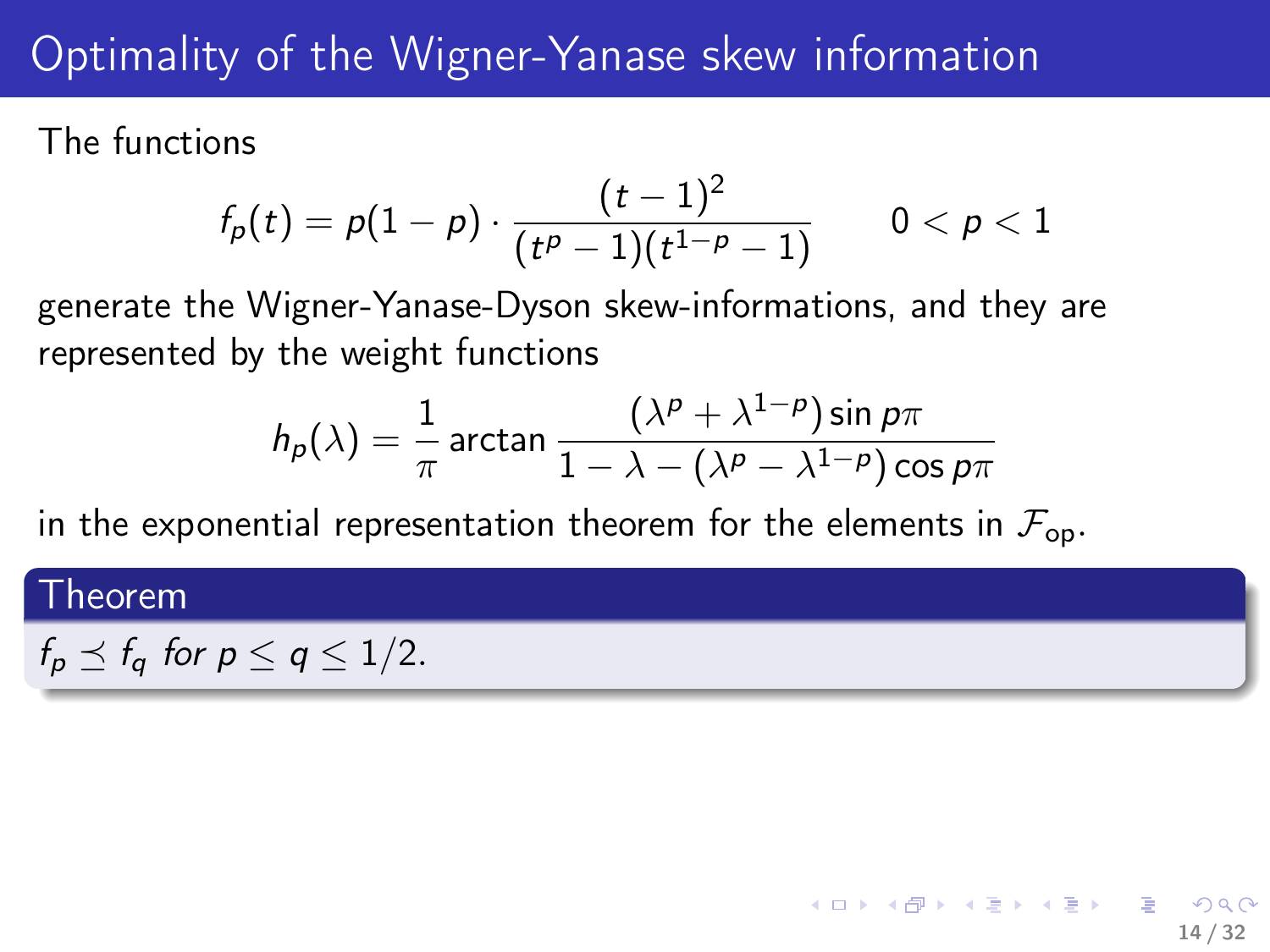# Optimality of the Wigner-Yanase skew information

The functions

$$f_p(t) = p(1-p) \cdot \frac{(t-1)^2}{(t^p - 1)(t^{1-p} - 1)} \qquad 0 < p < 1$$

generate the Wigner-Yanase-Dyson skew-informations, and they are represented by the weight functions

$$h_p(\lambda) = \frac{1}{\pi} \arctan \frac{(\lambda^p + \lambda^{1-p}) \sin p\pi}{1 - \lambda - (\lambda^p - \lambda^{1-p}) \cos p\pi}$$

in the exponential representation theorem for the elements in $\mathcal{F}_{\text{op}}$.

**Theorem**

*$f_p \preceq f_q$ for $p \le q \le 1/2$.*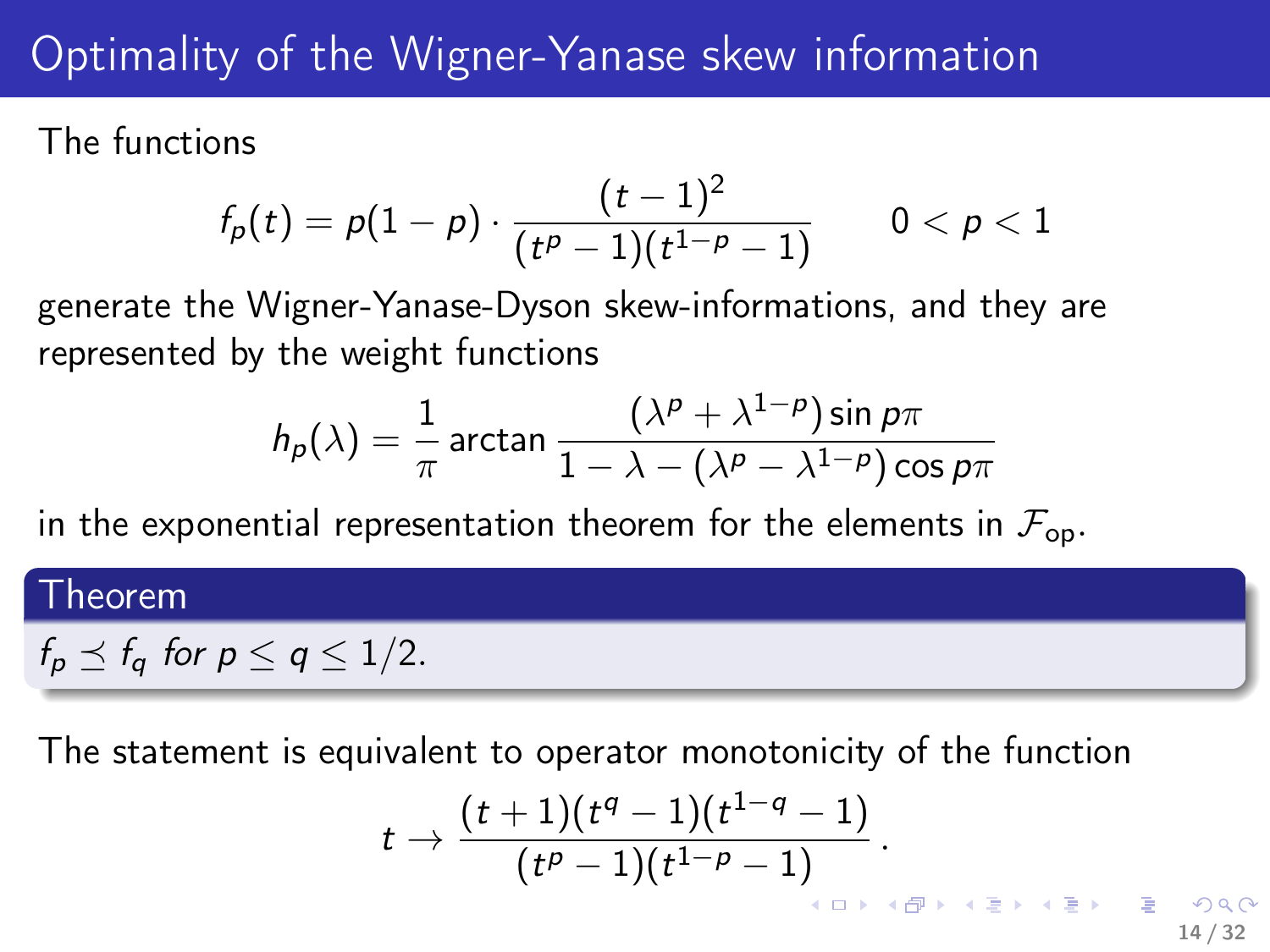# Optimality of the Wigner-Yanase skew information

The functions

$$f_p(t) = p(1-p) \cdot \frac{(t-1)^2}{(t^p - 1)(t^{1-p} - 1)} \qquad 0 < p < 1$$

generate the Wigner-Yanase-Dyson skew-informations, and they are represented by the weight functions

$$h_p(\lambda) = \frac{1}{\pi} \arctan \frac{(\lambda^p + \lambda^{1-p}) \sin p\pi}{1 - \lambda - (\lambda^p - \lambda^{1-p}) \cos p\pi}$$

in the exponential representation theorem for the elements in $\mathcal{F}_{\text{op}}$.

**Theorem**

*$f_p \preceq f_q$ for $p \leq q \leq 1/2$.*

The statement is equivalent to operator monotonicity of the function

$$t \to \frac{(t+1)(t^q - 1)(t^{1-q} - 1)}{(t^p - 1)(t^{1-p} - 1)}.$$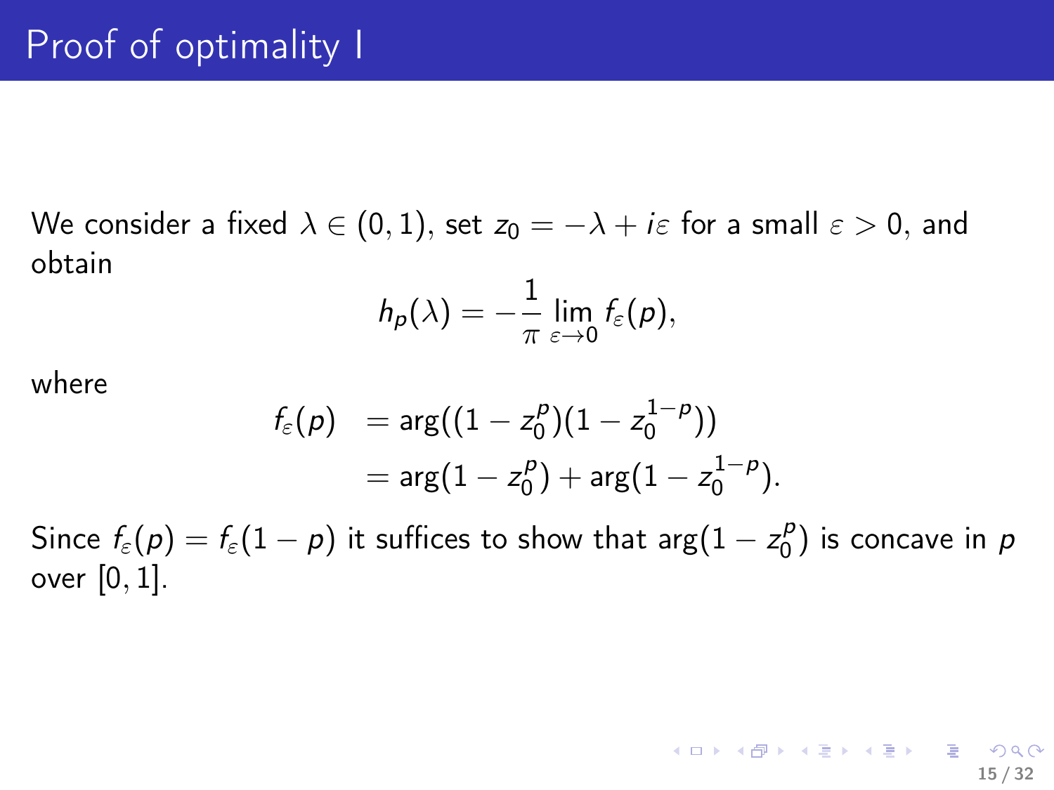# Proof of optimality I

We consider a fixed $\lambda \in (0, 1)$, set $z_0 = -\lambda + i\varepsilon$ for a small $\varepsilon > 0$, and obtain

$$h_p(\lambda) = -\frac{1}{\pi} \lim_{\varepsilon \to 0} f_\varepsilon(p),$$

where

$$\begin{aligned} f_\varepsilon(p) &= \arg((1 - z_0^p)(1 - z_0^{1-p})) \\ &= \arg(1 - z_0^p) + \arg(1 - z_0^{1-p}). \end{aligned}$$

Since $f_\varepsilon(p) = f_\varepsilon(1 - p)$ it suffices to show that $\arg(1 - z_0^p)$ is concave in $p$ over $[0, 1]$.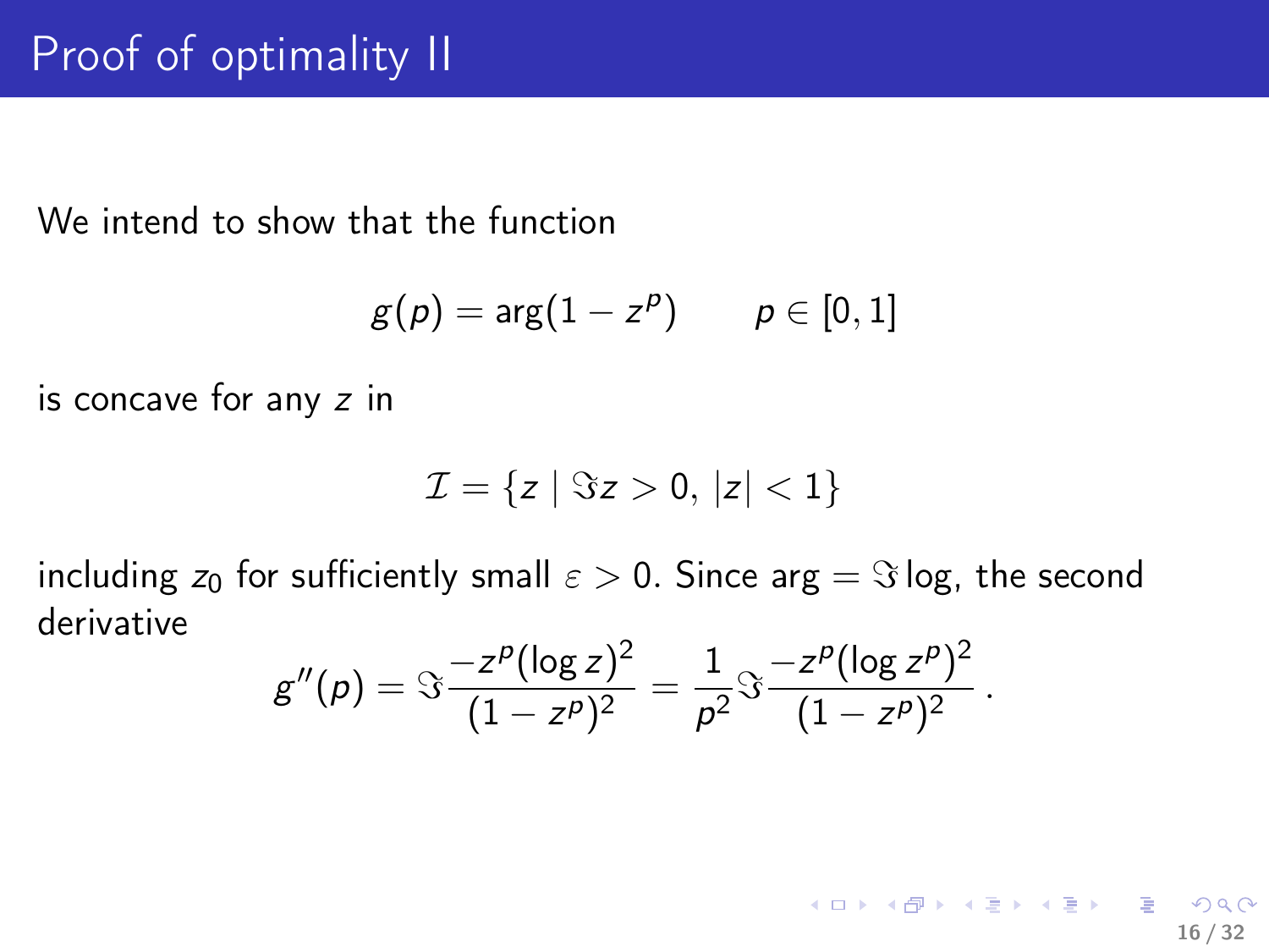# Proof of optimality II

We intend to show that the function

$$g(p) = \arg(1 - z^p) \qquad p \in [0, 1]$$

is concave for any $z$ in

$$\mathcal{I} = \{z \mid \Im z > 0,\ |z| < 1\}$$

including $z_0$ for sufficiently small $\varepsilon > 0$. Since $\arg = \Im \log$, the second derivative

$$g''(p) = \Im \frac{-z^p (\log z)^2}{(1 - z^p)^2} = \frac{1}{p^2} \Im \frac{-z^p (\log z^p)^2}{(1 - z^p)^2} \,.$$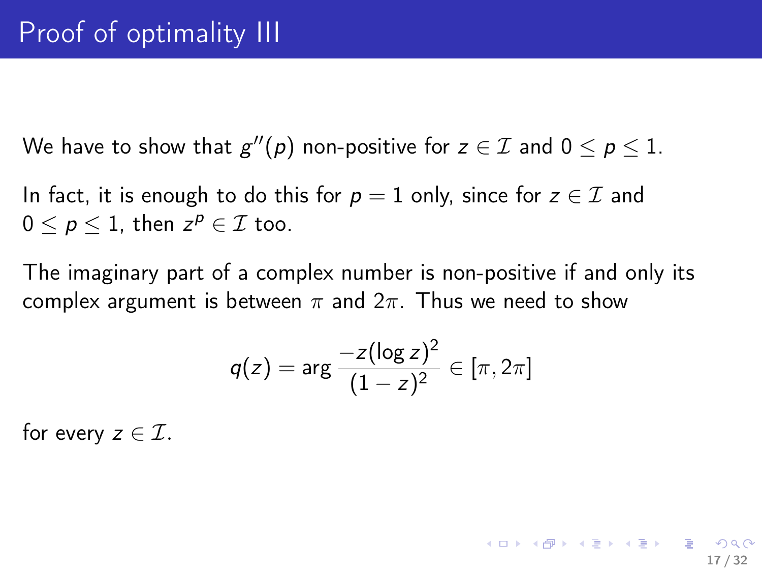# Proof of optimality III

We have to show that $g''(p)$ non-positive for $z \in \mathcal{I}$ and $0 \leq p \leq 1$.

In fact, it is enough to do this for $p = 1$ only, since for $z \in \mathcal{I}$ and $0 \leq p \leq 1$, then $z^p \in \mathcal{I}$ too.

The imaginary part of a complex number is non-positive if and only its complex argument is between $\pi$ and $2\pi$. Thus we need to show

$$q(z) = \arg \frac{-z(\log z)^2}{(1-z)^2} \in [\pi, 2\pi]$$

for every $z \in \mathcal{I}$.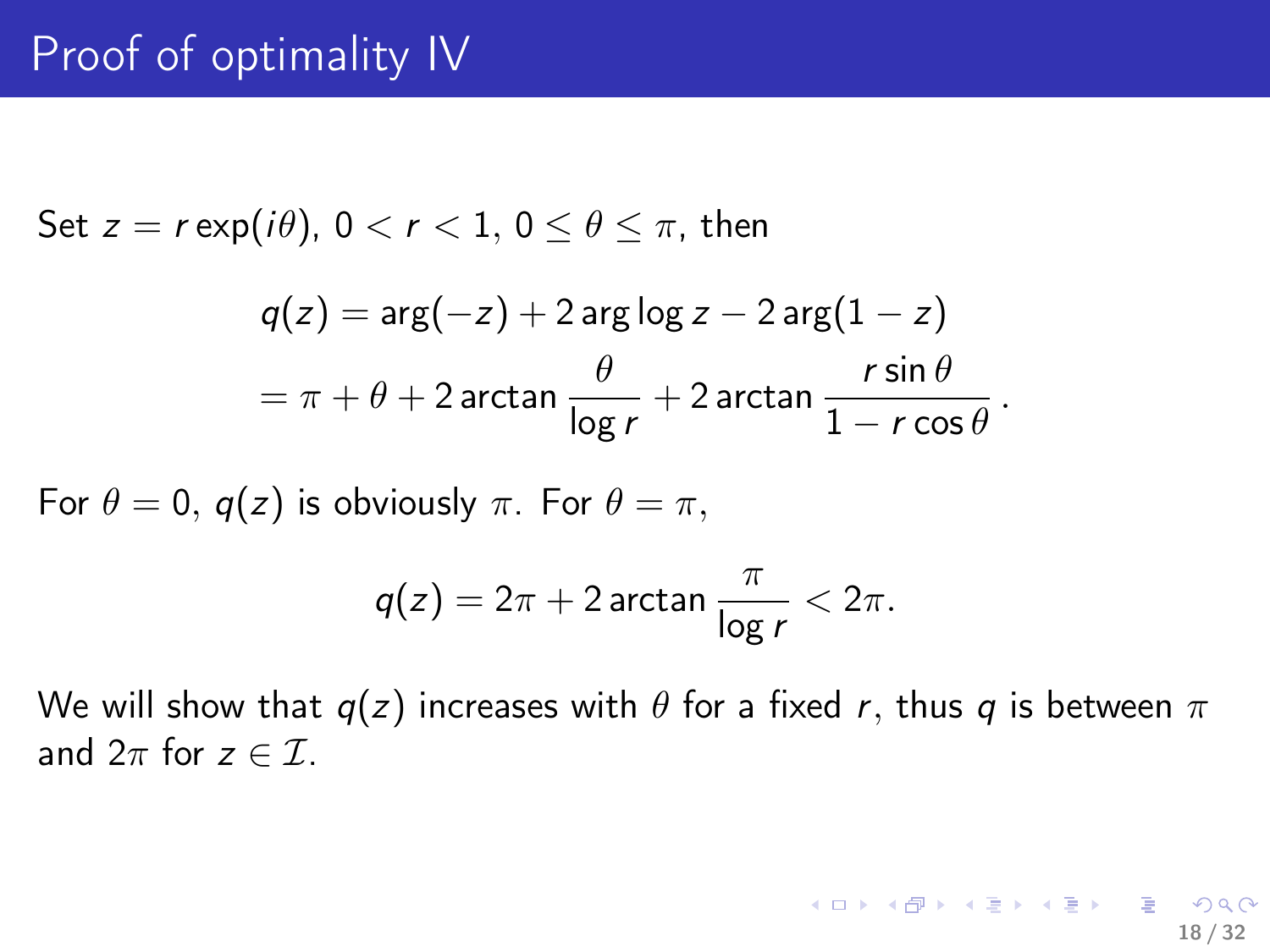# Proof of optimality IV

Set $z = r\exp(i\theta)$, $0 < r < 1$, $0 \le \theta \le \pi$, then

$$
\begin{aligned}
q(z) &= \arg(-z) + 2\arg\log z - 2\arg(1-z) \\
&= \pi + \theta + 2\arctan\frac{\theta}{\log r} + 2\arctan\frac{r\sin\theta}{1 - r\cos\theta}.
\end{aligned}
$$

For $\theta = 0$, $q(z)$ is obviously $\pi$. For $\theta = \pi$,

$$
q(z) = 2\pi + 2\arctan\frac{\pi}{\log r} < 2\pi.
$$

We will show that $q(z)$ increases with $\theta$ for a fixed $r$, thus $q$ is between $\pi$ and $2\pi$ for $z \in \mathcal{I}$.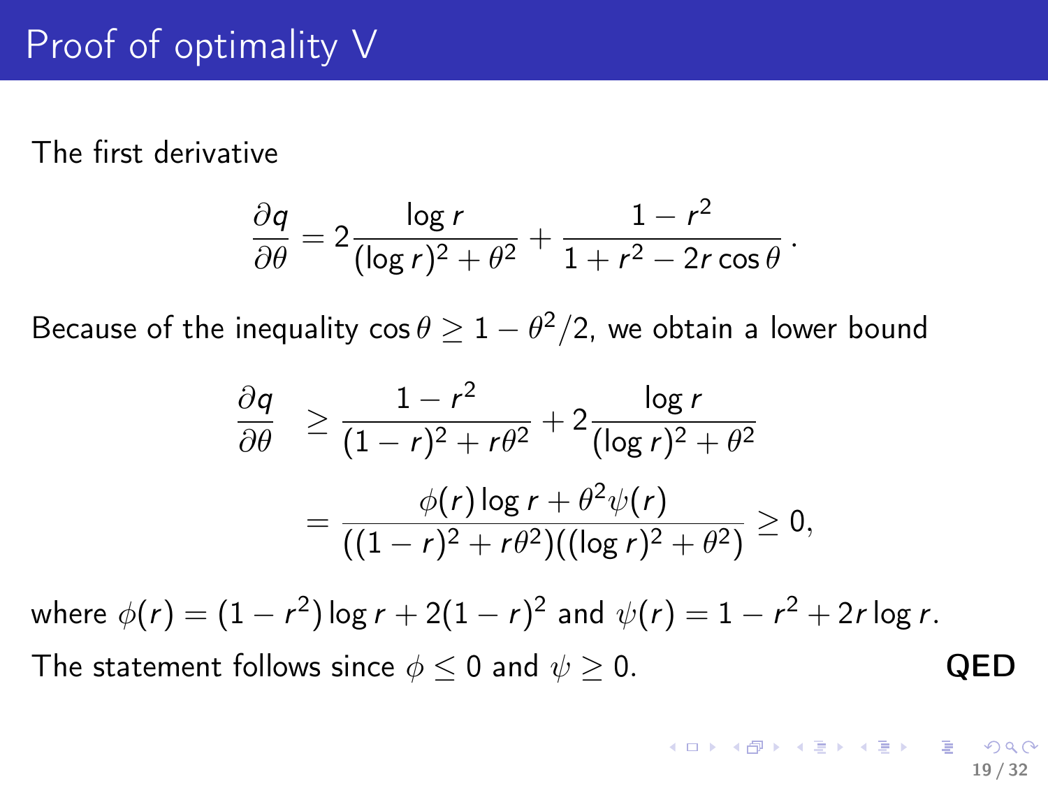# Proof of optimality V

The first derivative

$$\frac{\partial q}{\partial \theta} = 2\frac{\log r}{(\log r)^2 + \theta^2} + \frac{1 - r^2}{1 + r^2 - 2r\cos\theta}\,.$$

Because of the inequality $\cos\theta \geq 1 - \theta^2/2$, we obtain a lower bound

$$\begin{aligned}
\frac{\partial q}{\partial \theta} &\geq \frac{1 - r^2}{(1-r)^2 + r\theta^2} + 2\frac{\log r}{(\log r)^2 + \theta^2} \\
&= \frac{\phi(r)\log r + \theta^2\psi(r)}{((1-r)^2 + r\theta^2)((\log r)^2 + \theta^2)} \geq 0,
\end{aligned}$$

where $\phi(r) = (1 - r^2)\log r + 2(1-r)^2$ and $\psi(r) = 1 - r^2 + 2r\log r$.

The statement follows since $\phi \leq 0$ and $\psi \geq 0$. **QED**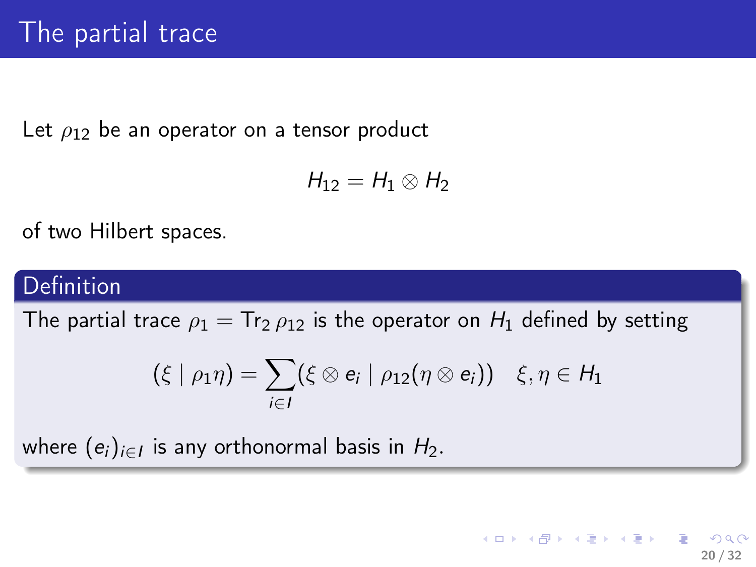# The partial trace

Let $\rho_{12}$ be an operator on a tensor product

$$H_{12} = H_1 \otimes H_2$$

of two Hilbert spaces.

**Definition**

The partial trace $\rho_1 = \operatorname{Tr}_2 \rho_{12}$ is the operator on $H_1$ defined by setting

$$(\xi \mid \rho_1 \eta) = \sum_{i \in I} (\xi \otimes e_i \mid \rho_{12}(\eta \otimes e_i)) \quad \xi, \eta \in H_1$$

where $(e_i)_{i \in I}$ is any orthonormal basis in $H_2$.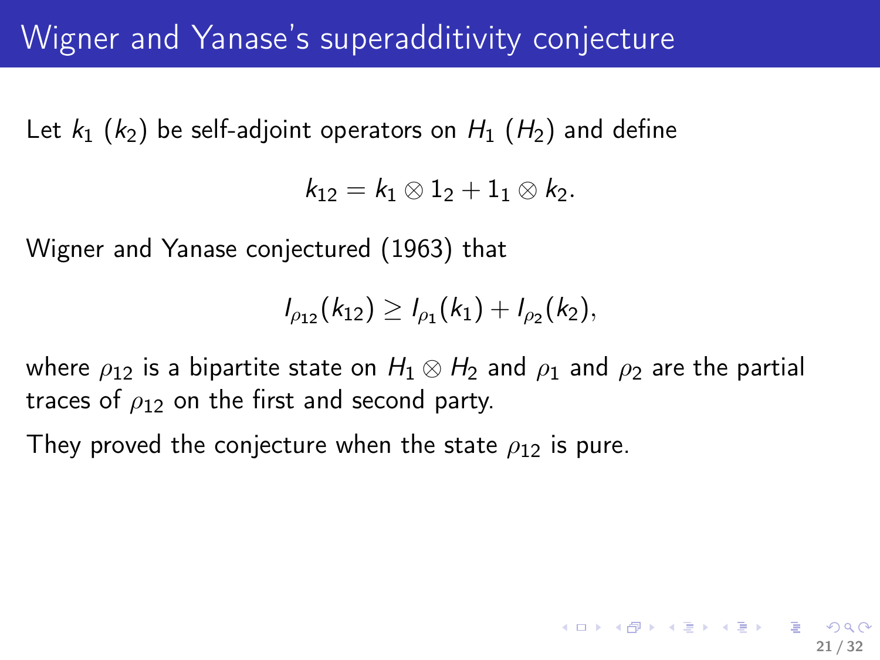# Wigner and Yanase's superadditivity conjecture

Let $k_1$ ($k_2$) be self-adjoint operators on $H_1$ ($H_2$) and define

$$k_{12} = k_1 \otimes 1_2 + 1_1 \otimes k_2.$$

Wigner and Yanase conjectured (1963) that

$$I_{\rho_{12}}(k_{12}) \geq I_{\rho_1}(k_1) + I_{\rho_2}(k_2),$$

where $\rho_{12}$ is a bipartite state on $H_1 \otimes H_2$ and $\rho_1$ and $\rho_2$ are the partial traces of $\rho_{12}$ on the first and second party.

They proved the conjecture when the state $\rho_{12}$ is pure.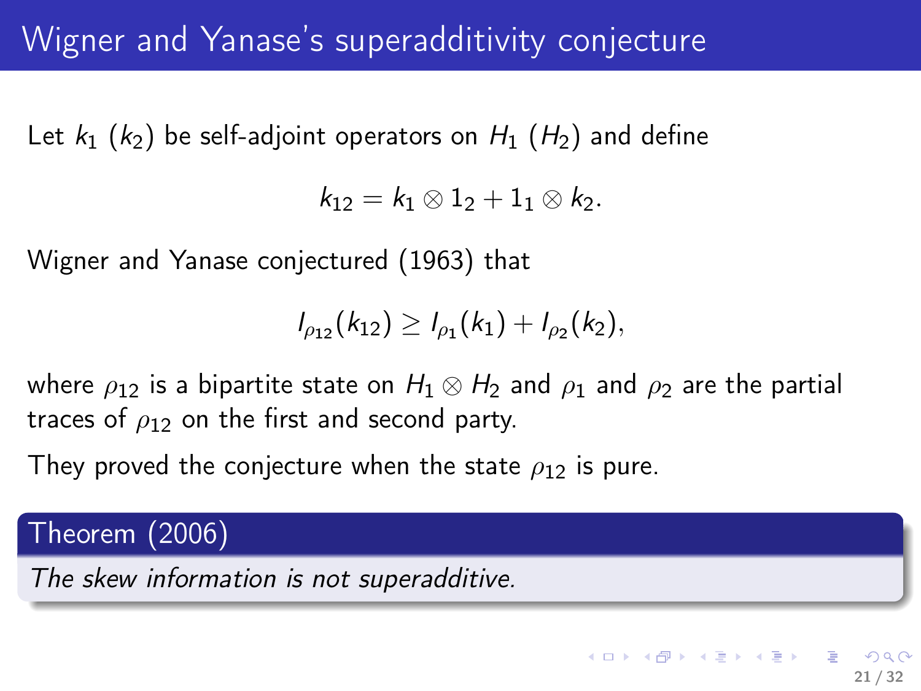# Wigner and Yanase's superadditivity conjecture

Let $k_1$ ($k_2$) be self-adjoint operators on $H_1$ ($H_2$) and define

$$k_{12} = k_1 \otimes 1_2 + 1_1 \otimes k_2.$$

Wigner and Yanase conjectured (1963) that

$$I_{\rho_{12}}(k_{12}) \geq I_{\rho_1}(k_1) + I_{\rho_2}(k_2),$$

where $\rho_{12}$ is a bipartite state on $H_1 \otimes H_2$ and $\rho_1$ and $\rho_2$ are the partial traces of $\rho_{12}$ on the first and second party.

They proved the conjecture when the state $\rho_{12}$ is pure.

**Theorem (2006)**

*The skew information is not superadditive.*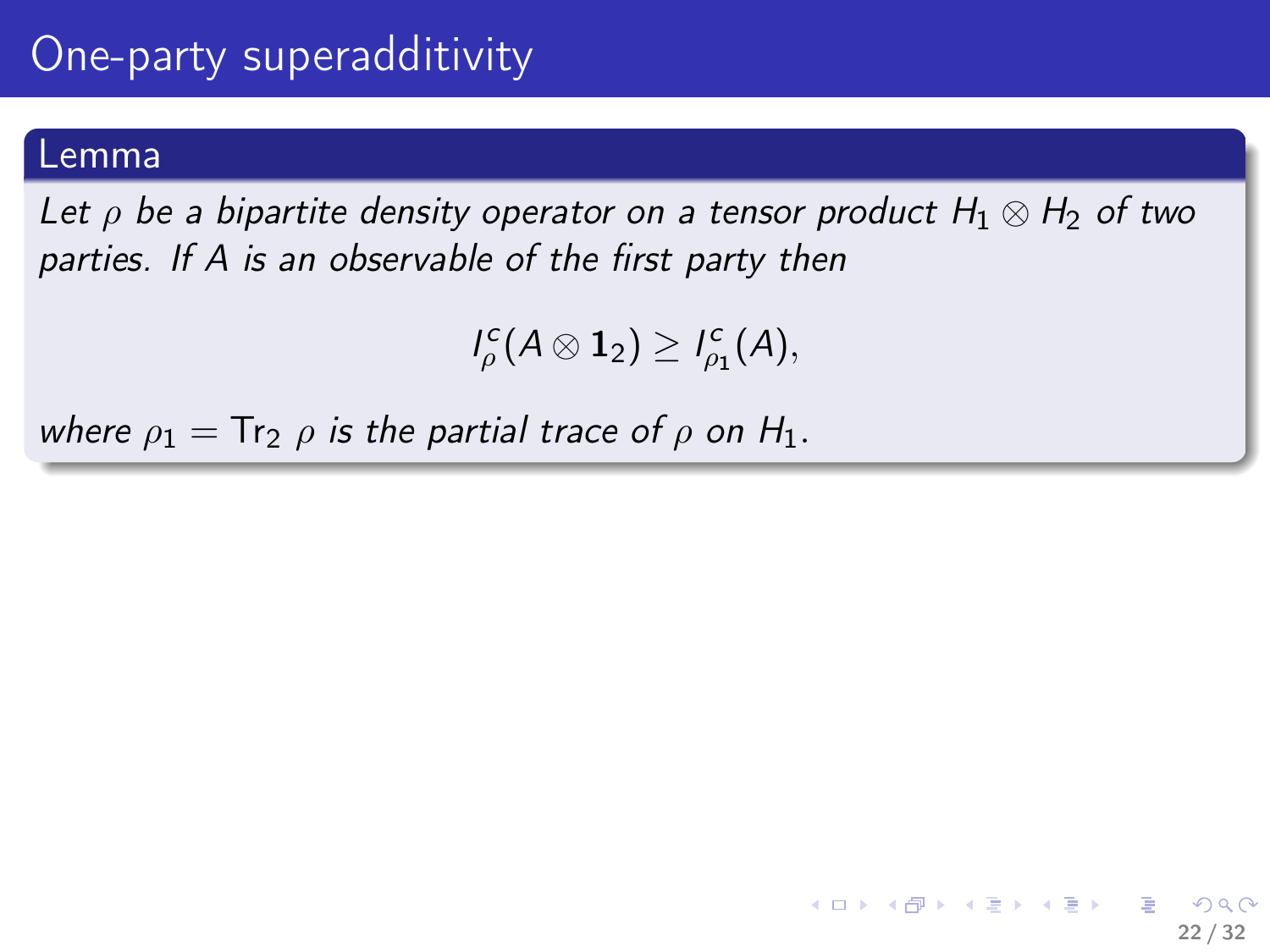# One-party superadditivity

**Lemma**

*Let $\rho$ be a bipartite density operator on a tensor product $H_1 \otimes H_2$ of two parties. If $A$ is an observable of the first party then*

$$I^c_\rho(A \otimes \mathbf{1}_2) \geq I^c_{\rho_1}(A),$$

*where $\rho_1 = \mathrm{Tr}_2\, \rho$ is the partial trace of $\rho$ on $H_1$.*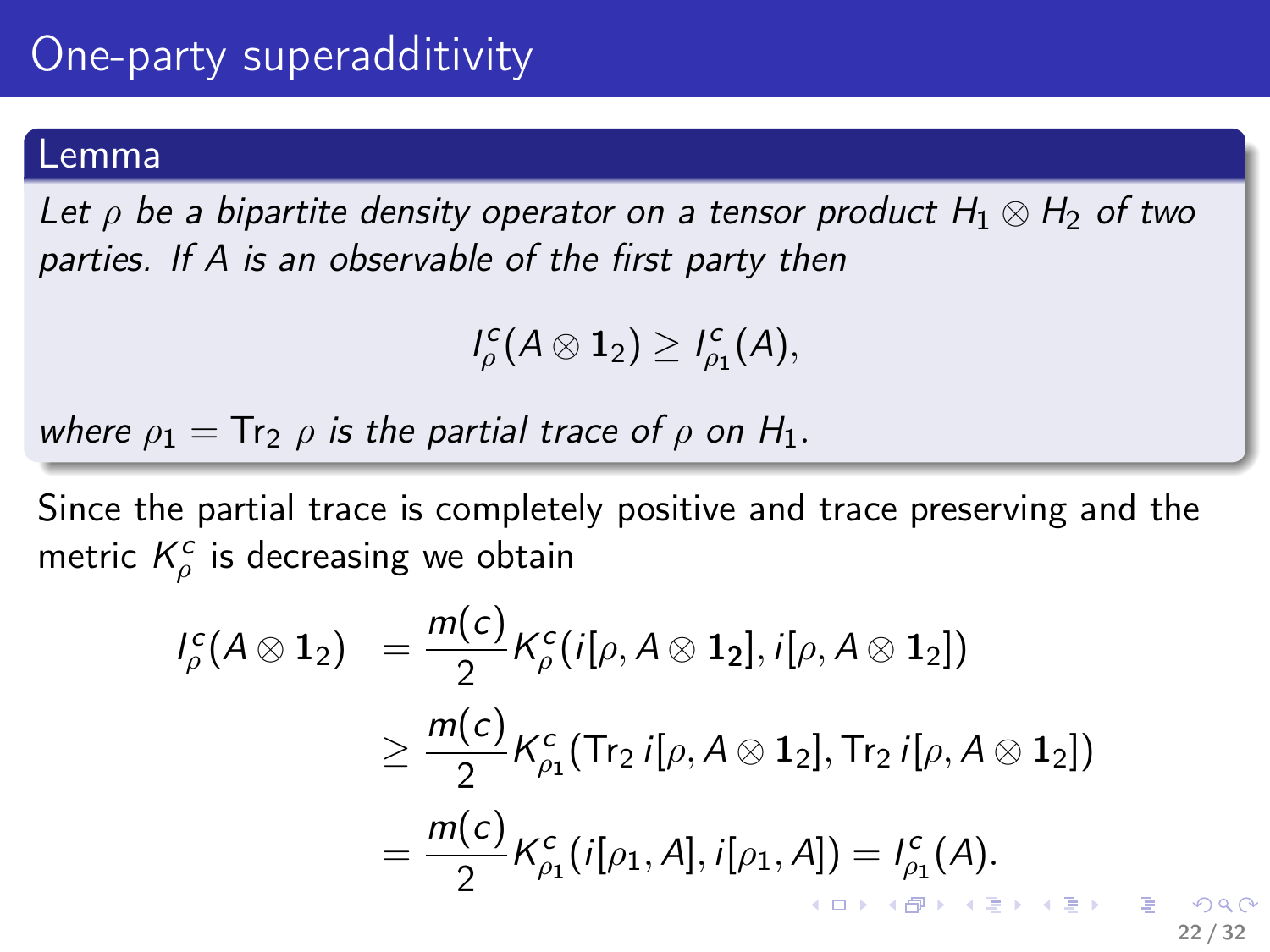# One-party superadditivity

**Lemma**

*Let $\rho$ be a bipartite density operator on a tensor product $H_1 \otimes H_2$ of two parties. If $A$ is an observable of the first party then*

$$I^c_\rho(A \otimes \mathbf{1}_2) \geq I^c_{\rho_1}(A),$$

*where $\rho_1 = \mathrm{Tr}_2\, \rho$ is the partial trace of $\rho$ on $H_1$.*

Since the partial trace is completely positive and trace preserving and the metric $K^c_\rho$ is decreasing we obtain

$$\begin{aligned}
I^c_\rho(A \otimes \mathbf{1}_2) &= \frac{m(c)}{2} K^c_\rho(i[\rho, A \otimes \mathbf{1}_2], i[\rho, A \otimes \mathbf{1}_2]) \\
&\geq \frac{m(c)}{2} K^c_{\rho_1}(\mathrm{Tr}_2\, i[\rho, A \otimes \mathbf{1}_2], \mathrm{Tr}_2\, i[\rho, A \otimes \mathbf{1}_2]) \\
&= \frac{m(c)}{2} K^c_{\rho_1}(i[\rho_1, A], i[\rho_1, A]) = I^c_{\rho_1}(A).
\end{aligned}$$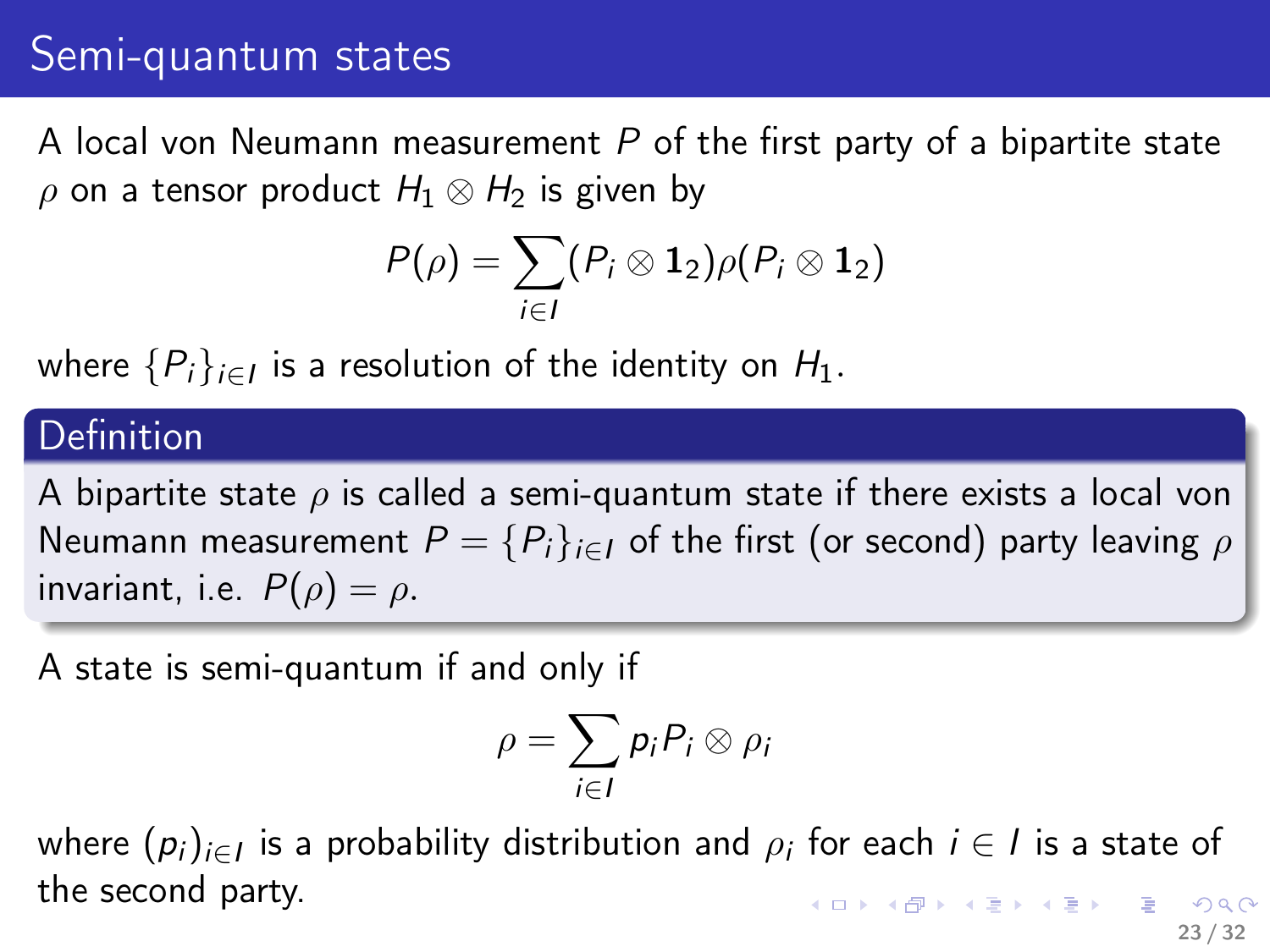# Semi-quantum states

A local von Neumann measurement $P$ of the first party of a bipartite state $\rho$ on a tensor product $H_1 \otimes H_2$ is given by

$$P(\rho) = \sum_{i \in I} (P_i \otimes \mathbf{1}_2) \rho (P_i \otimes \mathbf{1}_2)$$

where $\{P_i\}_{i \in I}$ is a resolution of the identity on $H_1$.

**Definition**

A bipartite state $\rho$ is called a semi-quantum state if there exists a local von Neumann measurement $P = \{P_i\}_{i \in I}$ of the first (or second) party leaving $\rho$ invariant, i.e. $P(\rho) = \rho$.

A state is semi-quantum if and only if

$$\rho = \sum_{i \in I} p_i P_i \otimes \rho_i$$

where $(p_i)_{i \in I}$ is a probability distribution and $\rho_i$ for each $i \in I$ is a state of the second party.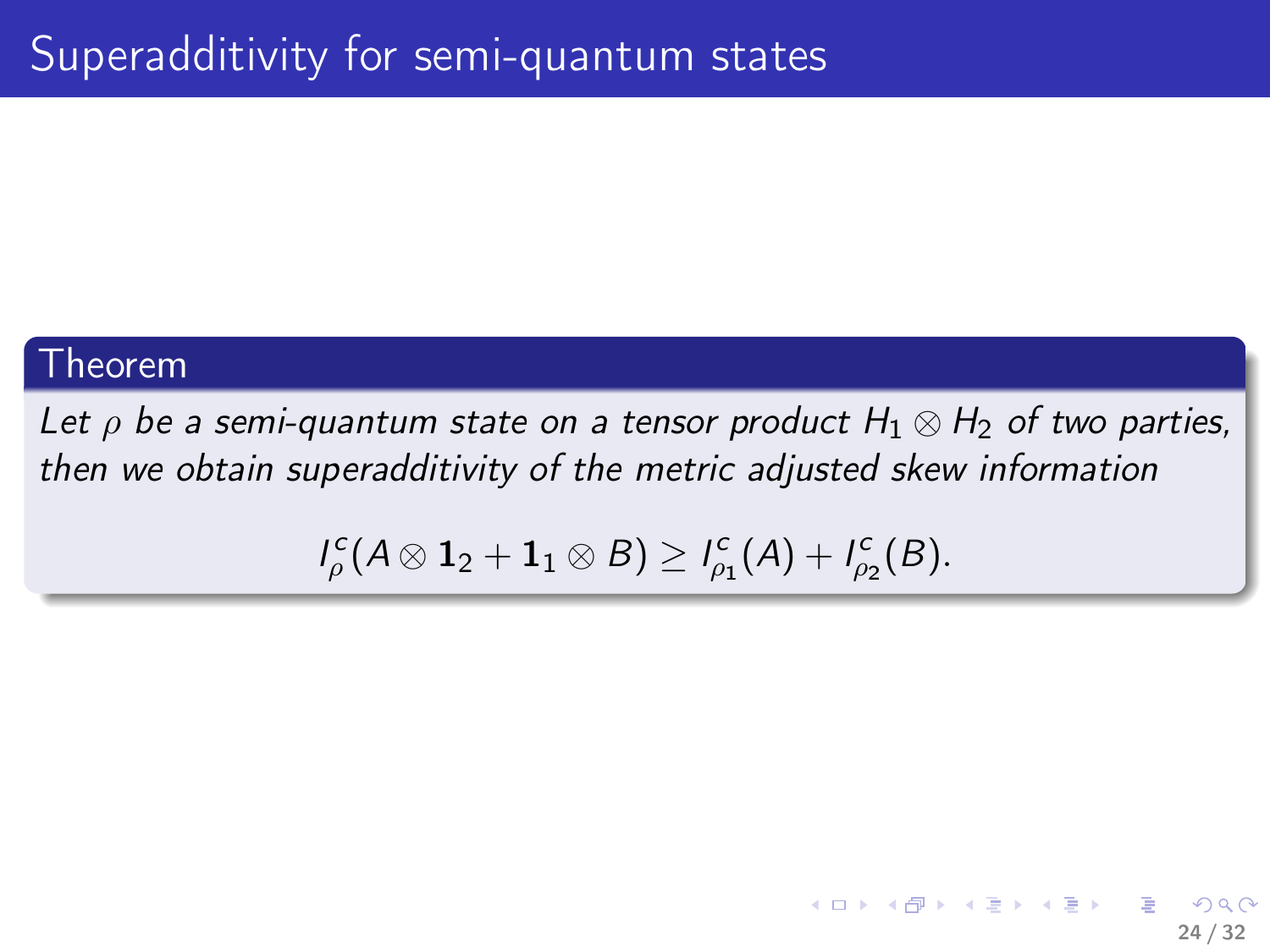# Superadditivity for semi-quantum states

**Theorem**

*Let $\rho$ be a semi-quantum state on a tensor product $H_1 \otimes H_2$ of two parties, then we obtain superadditivity of the metric adjusted skew information*

$$I_\rho^c(A \otimes \mathbf{1}_2 + \mathbf{1}_1 \otimes B) \geq I_{\rho_1}^c(A) + I_{\rho_2}^c(B).$$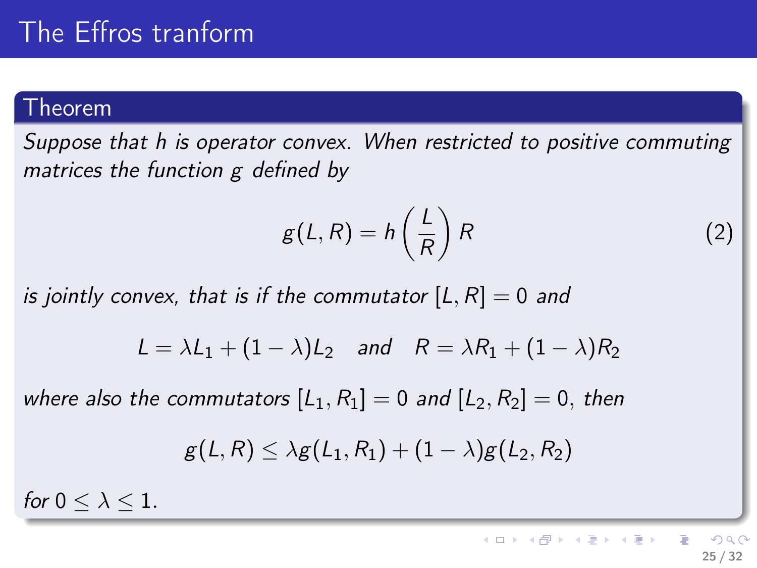# The Effros tranform

**Theorem**

*Suppose that $h$ is operator convex. When restricted to positive commuting matrices the function $g$ defined by*

$$g(L, R) = h\left(\frac{L}{R}\right) R \tag{2}$$

*is jointly convex, that is if the commutator $[L, R] = 0$ and*

$$L = \lambda L_1 + (1 - \lambda) L_2 \quad \text{and} \quad R = \lambda R_1 + (1 - \lambda) R_2$$

*where also the commutators $[L_1, R_1] = 0$ and $[L_2, R_2] = 0$, then*

$$g(L, R) \leq \lambda g(L_1, R_1) + (1 - \lambda) g(L_2, R_2)$$

*for $0 \leq \lambda \leq 1$.*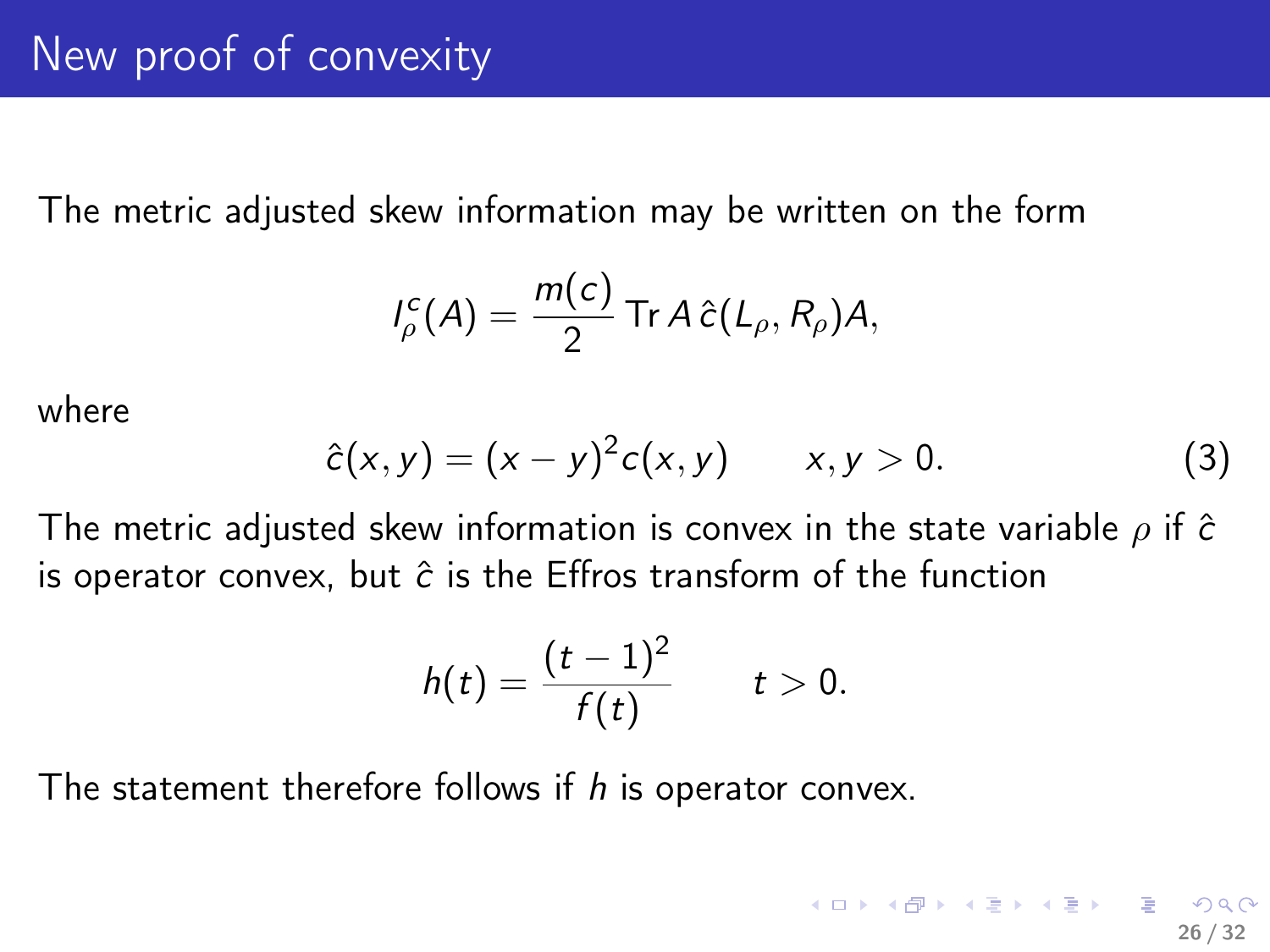# New proof of convexity

The metric adjusted skew information may be written on the form

$$I^c_\rho(A) = \frac{m(c)}{2}\operatorname{Tr} A\,\hat{c}(L_\rho, R_\rho)A,$$

where

$$\hat{c}(x,y) = (x-y)^2 c(x,y) \qquad x,y>0. \tag{3}$$

The metric adjusted skew information is convex in the state variable $\rho$ if $\hat{c}$ is operator convex, but $\hat{c}$ is the Effros transform of the function

$$h(t) = \frac{(t-1)^2}{f(t)} \qquad t>0.$$

The statement therefore follows if $h$ is operator convex.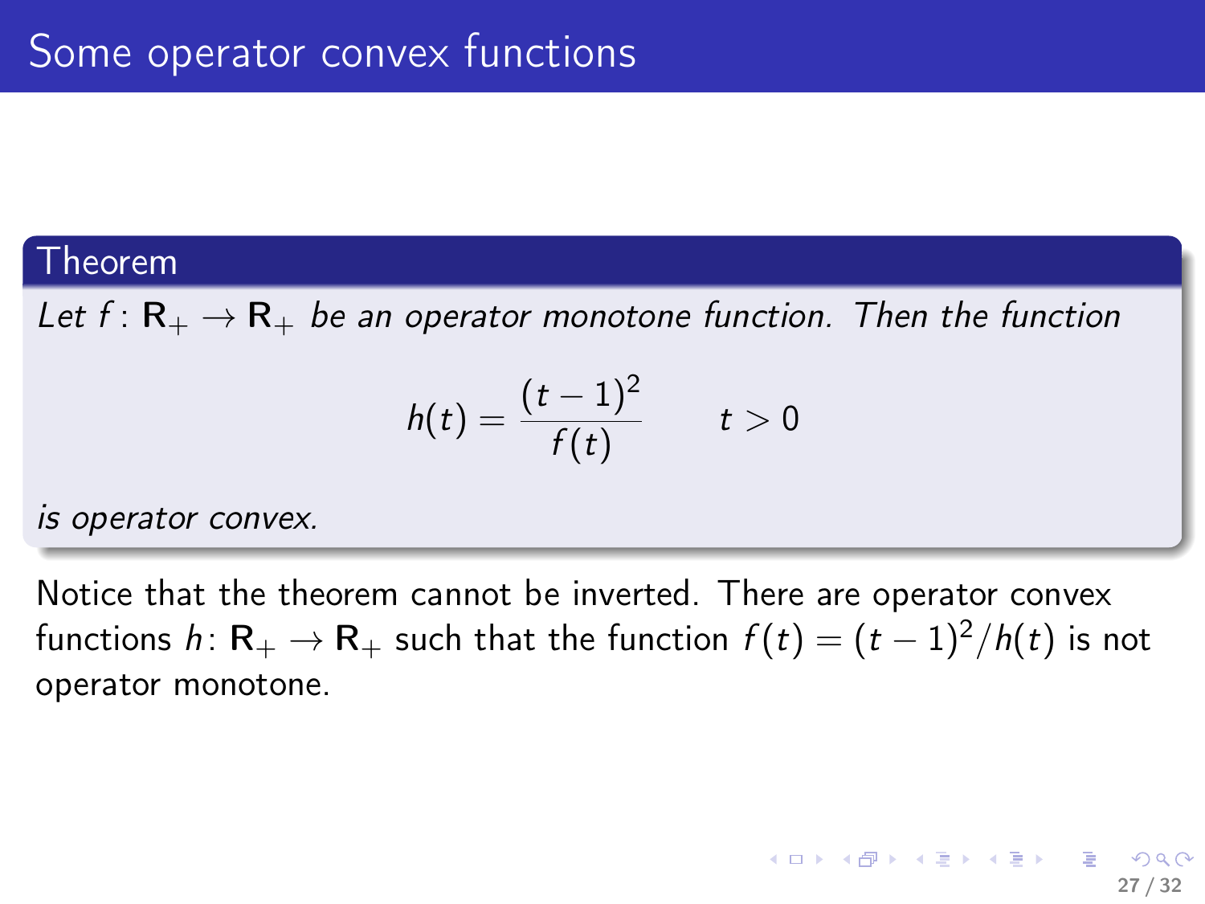# Some operator convex functions

**Theorem**

*Let $f\colon \mathbf{R}_+ \to \mathbf{R}_+$ be an operator monotone function. Then the function*

$$h(t) = \frac{(t-1)^2}{f(t)} \qquad t > 0$$

*is operator convex.*

Notice that the theorem cannot be inverted. There are operator convex functions $h\colon \mathbf{R}_+ \to \mathbf{R}_+$ such that the function $f(t) = (t-1)^2/h(t)$ is not operator monotone.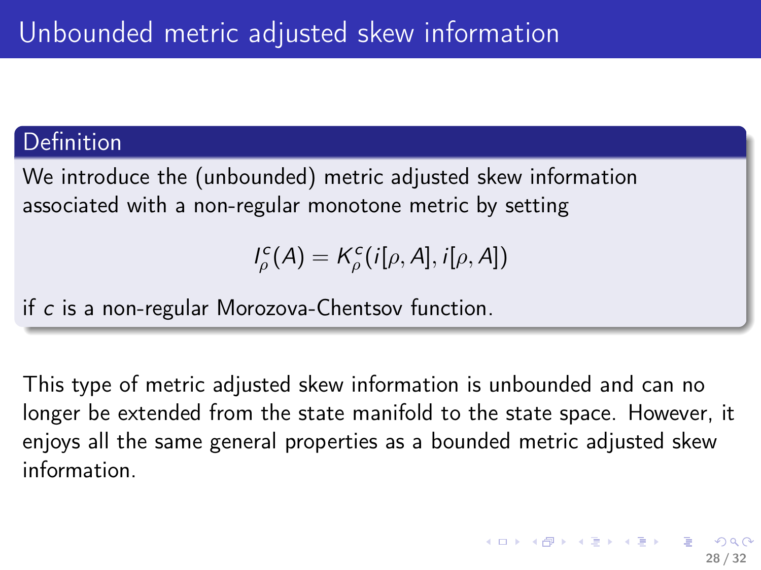# Unbounded metric adjusted skew information

**Definition**

We introduce the (unbounded) metric adjusted skew information associated with a non-regular monotone metric by setting

$$I_\rho^c(A) = K_\rho^c(i[\rho, A], i[\rho, A])$$

if $c$ is a non-regular Morozova-Chentsov function.

This type of metric adjusted skew information is unbounded and can no longer be extended from the state manifold to the state space. However, it enjoys all the same general properties as a bounded metric adjusted skew information.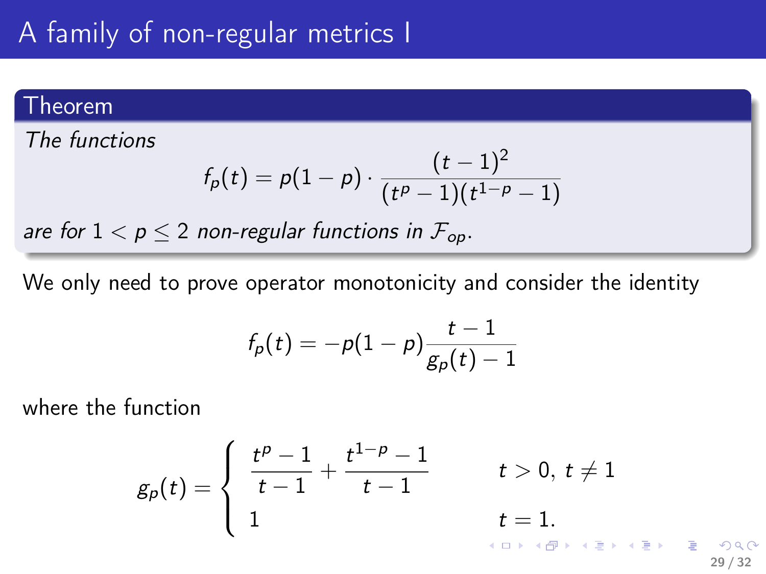# A family of non-regular metrics I

**Theorem**

*The functions*

$$f_p(t) = p(1-p) \cdot \frac{(t-1)^2}{(t^p - 1)(t^{1-p} - 1)}$$

*are for $1 < p \leq 2$ non-regular functions in $\mathcal{F}_{op}$.*

We only need to prove operator monotonicity and consider the identity

$$f_p(t) = -p(1-p)\frac{t-1}{g_p(t) - 1}$$

where the function

$$g_p(t) = \begin{cases} \dfrac{t^p - 1}{t-1} + \dfrac{t^{1-p} - 1}{t-1} & t > 0,\ t \neq 1 \\ 1 & t = 1. \end{cases}$$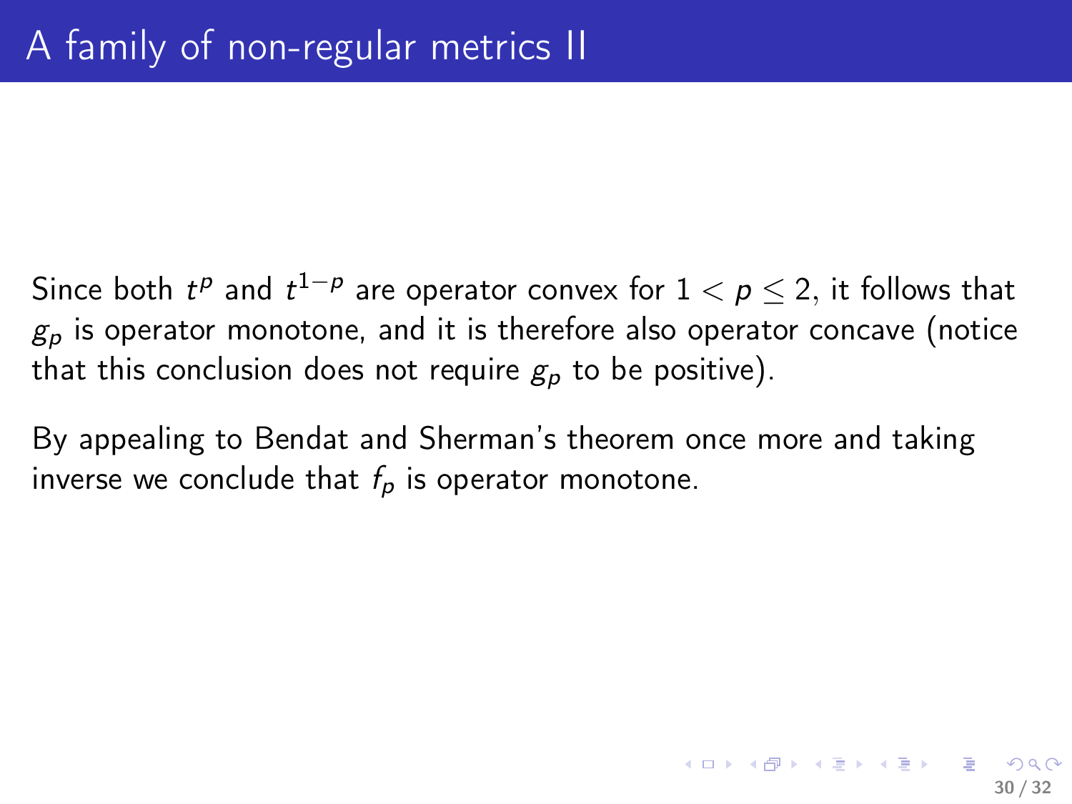# A family of non-regular metrics II

Since both $t^p$ and $t^{1-p}$ are operator convex for $1 < p \leq 2$, it follows that $g_p$ is operator monotone, and it is therefore also operator concave (notice that this conclusion does not require $g_p$ to be positive).

By appealing to Bendat and Sherman's theorem once more and taking inverse we conclude that $f_p$ is operator monotone.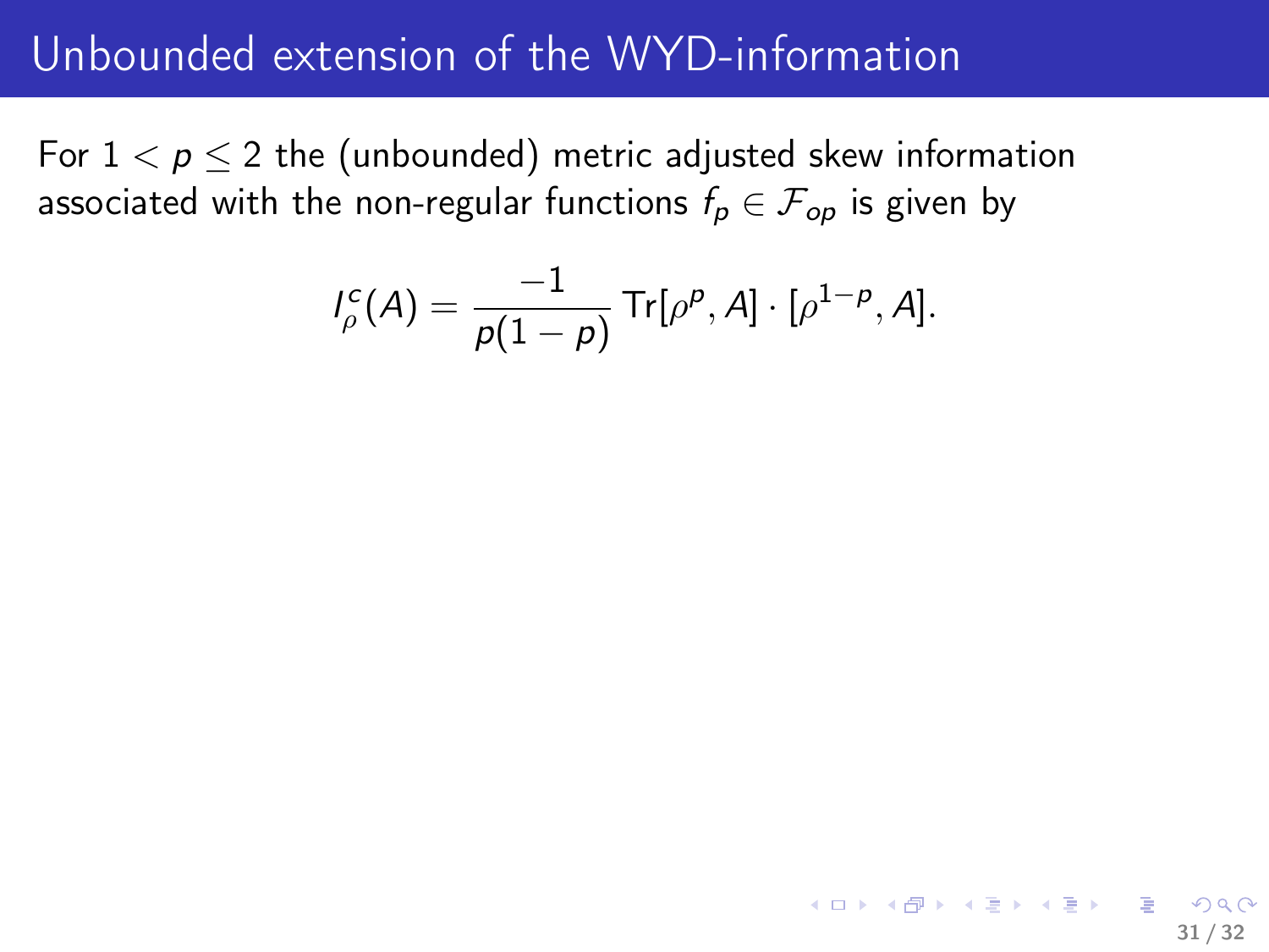# Unbounded extension of the WYD-information

For $1 < p \leq 2$ the (unbounded) metric adjusted skew information associated with the non-regular functions $f_p \in \mathcal{F}_{op}$ is given by

$$I_\rho^c(A) = \frac{-1}{p(1-p)} \operatorname{Tr}[\rho^p, A] \cdot [\rho^{1-p}, A].$$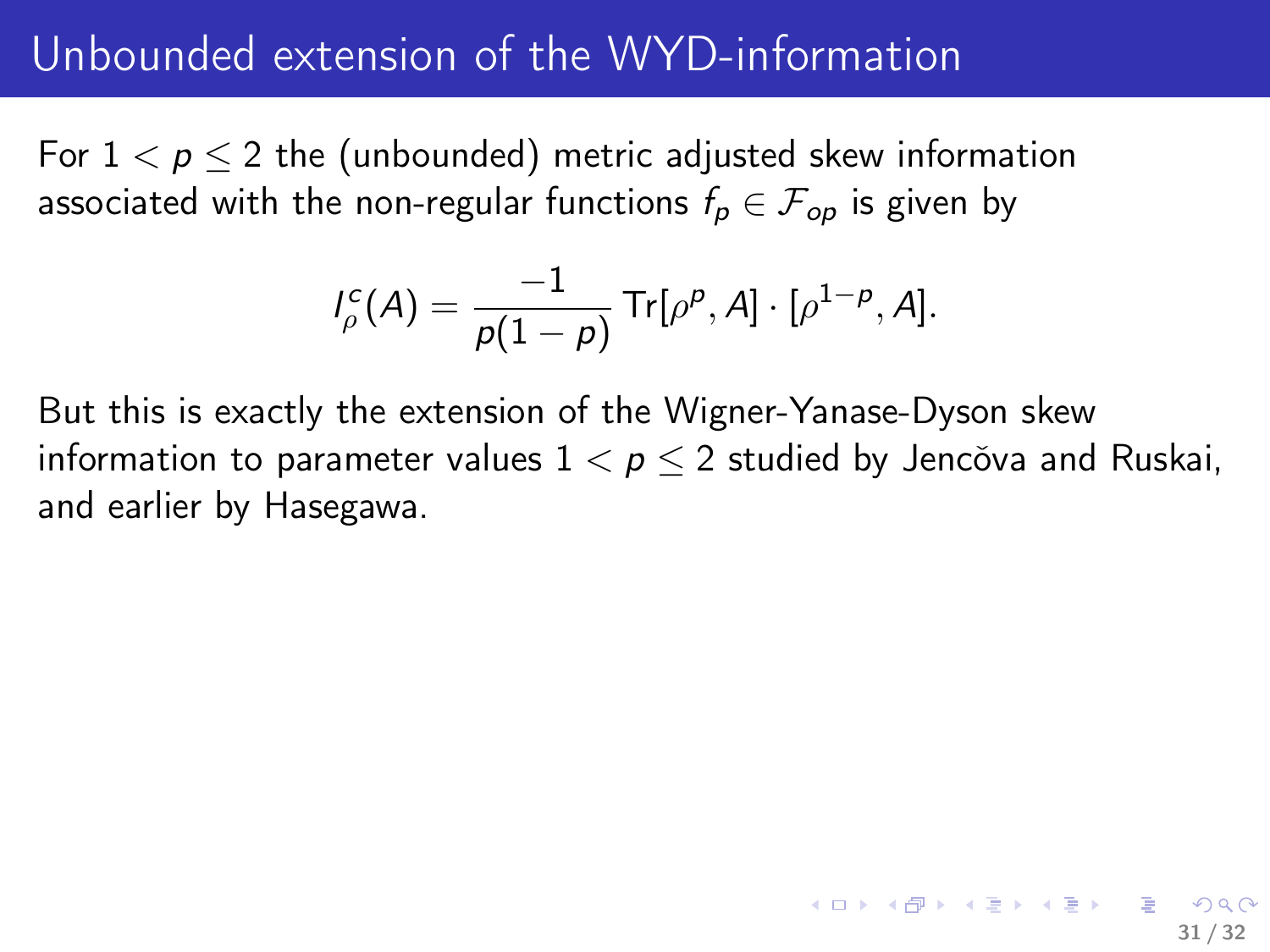# Unbounded extension of the WYD-information

For $1 < p \leq 2$ the (unbounded) metric adjusted skew information associated with the non-regular functions $f_p \in \mathcal{F}_{op}$ is given by

$$I^c_\rho(A) = \frac{-1}{p(1-p)} \operatorname{Tr}[\rho^p, A] \cdot [\rho^{1-p}, A].$$

But this is exactly the extension of the Wigner-Yanase-Dyson skew information to parameter values $1 < p \leq 2$ studied by Jencǒva and Ruskai, and earlier by Hasegawa.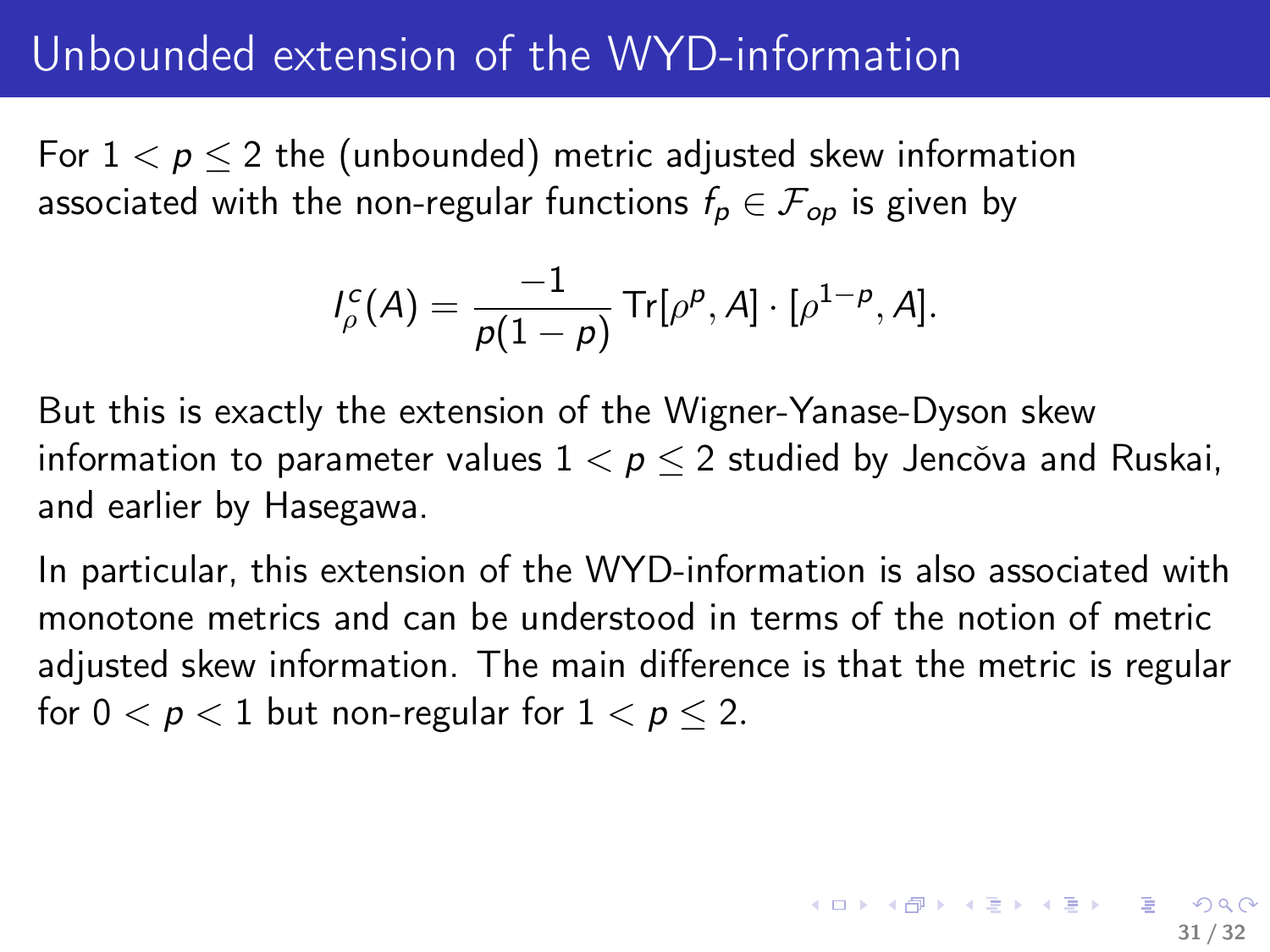# Unbounded extension of the WYD-information

For $1 < p \leq 2$ the (unbounded) metric adjusted skew information associated with the non-regular functions $f_p \in \mathcal{F}_{op}$ is given by

$$I^c_\rho(A) = \frac{-1}{p(1-p)} \operatorname{Tr}[\rho^p, A] \cdot [\rho^{1-p}, A].$$

But this is exactly the extension of the Wigner-Yanase-Dyson skew information to parameter values $1 < p \leq 2$ studied by Jencǒva and Ruskai, and earlier by Hasegawa.

In particular, this extension of the WYD-information is also associated with monotone metrics and can be understood in terms of the notion of metric adjusted skew information. The main difference is that the metric is regular for $0 < p < 1$ but non-regular for $1 < p \leq 2$.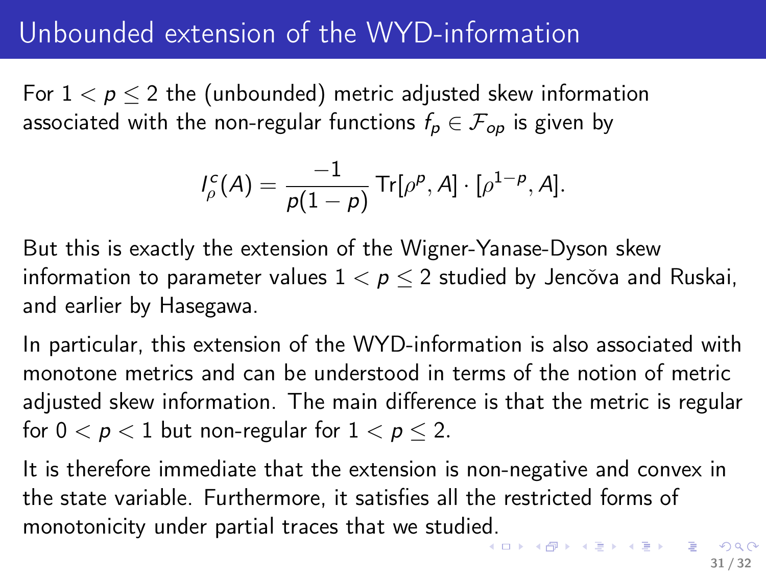# Unbounded extension of the WYD-information

For $1 < p \leq 2$ the (unbounded) metric adjusted skew information associated with the non-regular functions $f_p \in \mathcal{F}_{op}$ is given by

$$I_\rho^c(A) = \frac{-1}{p(1-p)} \operatorname{Tr}[\rho^p, A] \cdot [\rho^{1-p}, A].$$

But this is exactly the extension of the Wigner-Yanase-Dyson skew information to parameter values $1 < p \leq 2$ studied by Jencǒva and Ruskai, and earlier by Hasegawa.

In particular, this extension of the WYD-information is also associated with monotone metrics and can be understood in terms of the notion of metric adjusted skew information. The main difference is that the metric is regular for $0 < p < 1$ but non-regular for $1 < p \leq 2$.

It is therefore immediate that the extension is non-negative and convex in the state variable. Furthermore, it satisfies all the restricted forms of monotonicity under partial traces that we studied.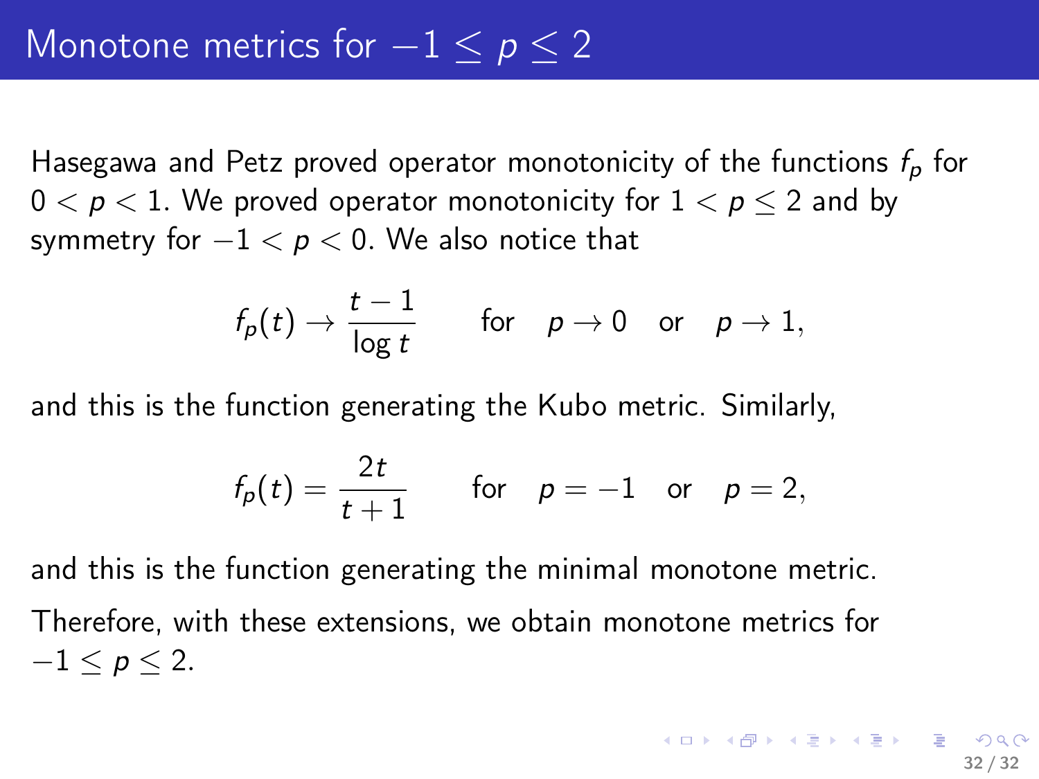# Monotone metrics for $-1 \leq p \leq 2$

Hasegawa and Petz proved operator monotonicity of the functions $f_p$ for $0 < p < 1$. We proved operator monotonicity for $1 < p \leq 2$ and by symmetry for $-1 < p < 0$. We also notice that

$$f_p(t) \to \frac{t-1}{\log t} \qquad \text{for} \quad p \to 0 \quad \text{or} \quad p \to 1,$$

and this is the function generating the Kubo metric. Similarly,

$$f_p(t) = \frac{2t}{t+1} \qquad \text{for} \quad p = -1 \quad \text{or} \quad p = 2,$$

and this is the function generating the minimal monotone metric.

Therefore, with these extensions, we obtain monotone metrics for $-1 \leq p \leq 2$.